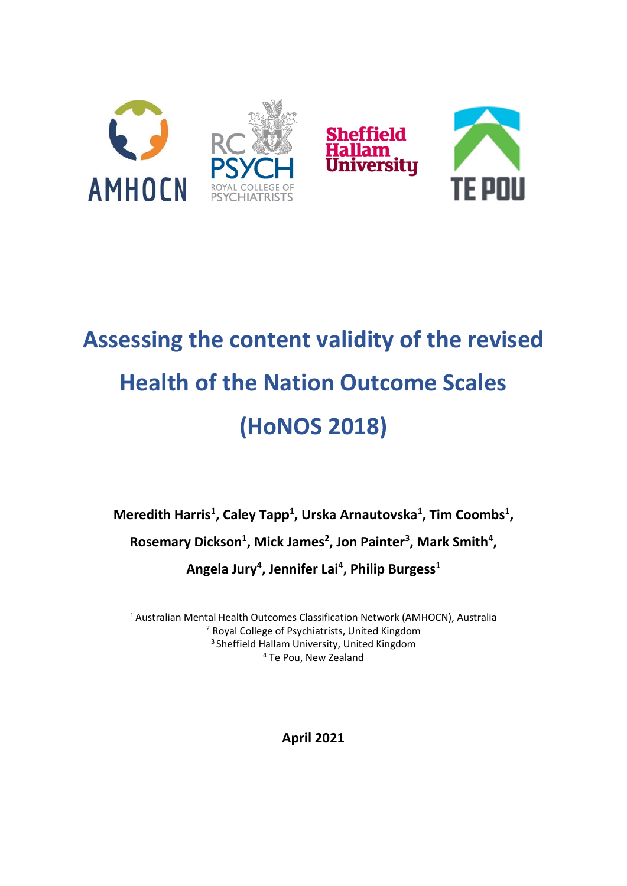# Assessing the content validity of the revised Health of the Nation Outcome Scales (HoNOS 2018)

**Meredith Harris[1], Caley Tapp[1], Urska Arnautovska[1], Tim Coombs[1], Rosemary Dickson[1], Mick James[2], Jon Painter[3], Mark Smith[4], Angela Jury[4], Jennifer Lai[4], Philip Burgess[1]**

[1] Australian Mental Health Outcomes Classification Network (AMHOCN), Australia
[2] Royal College of Psychiatrists, United Kingdom
[3] Sheffield Hallam University, United Kingdom
[4] Te Pou, New Zealand

**April 2021**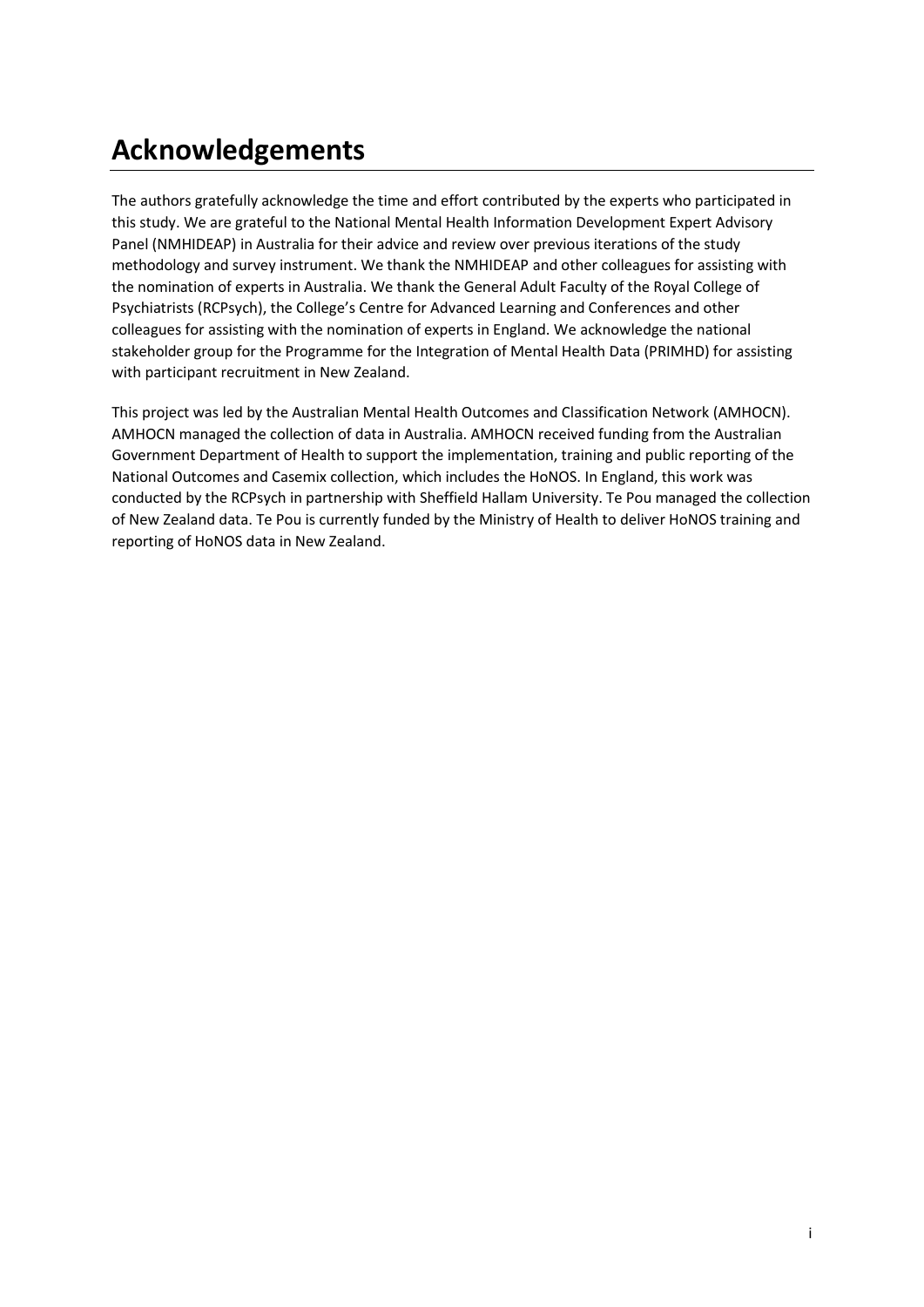# Acknowledgements

The authors gratefully acknowledge the time and effort contributed by the experts who participated in this study. We are grateful to the National Mental Health Information Development Expert Advisory Panel (NMHIDEAP) in Australia for their advice and review over previous iterations of the study methodology and survey instrument. We thank the NMHIDEAP and other colleagues for assisting with the nomination of experts in Australia. We thank the General Adult Faculty of the Royal College of Psychiatrists (RCPsych), the College's Centre for Advanced Learning and Conferences and other colleagues for assisting with the nomination of experts in England. We acknowledge the national stakeholder group for the Programme for the Integration of Mental Health Data (PRIMHD) for assisting with participant recruitment in New Zealand.

This project was led by the Australian Mental Health Outcomes and Classification Network (AMHOCN). AMHOCN managed the collection of data in Australia. AMHOCN received funding from the Australian Government Department of Health to support the implementation, training and public reporting of the National Outcomes and Casemix collection, which includes the HoNOS. In England, this work was conducted by the RCPsych in partnership with Sheffield Hallam University. Te Pou managed the collection of New Zealand data. Te Pou is currently funded by the Ministry of Health to deliver HoNOS training and reporting of HoNOS data in New Zealand.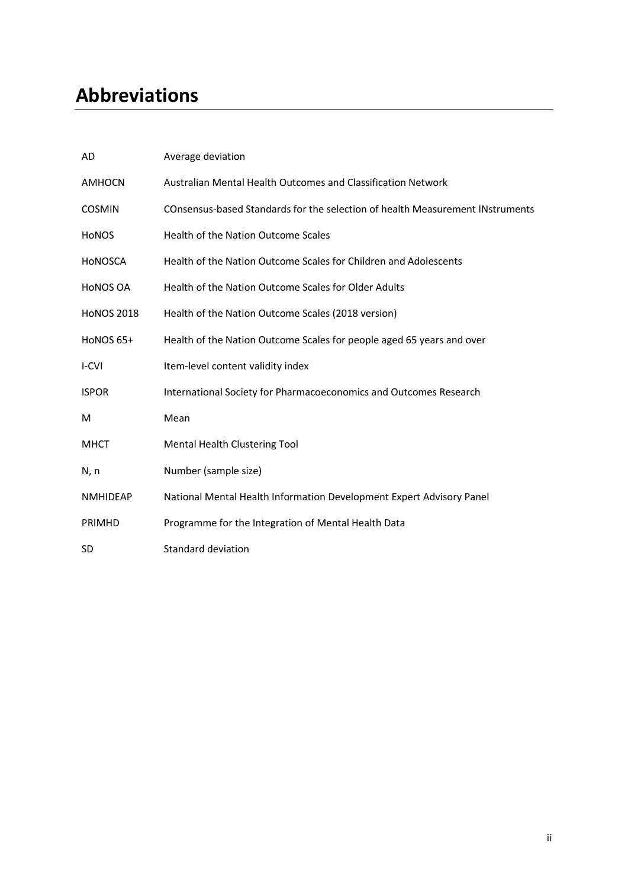# Abbreviations

| | |
|---|---|
| AD | Average deviation |
| AMHOCN | Australian Mental Health Outcomes and Classification Network |
| COSMIN | COnsensus-based Standards for the selection of health Measurement INstruments |
| HoNOS | Health of the Nation Outcome Scales |
| HoNOSCA | Health of the Nation Outcome Scales for Children and Adolescents |
| HoNOS OA | Health of the Nation Outcome Scales for Older Adults |
| HoNOS 2018 | Health of the Nation Outcome Scales (2018 version) |
| HoNOS 65+ | Health of the Nation Outcome Scales for people aged 65 years and over |
| I-CVI | Item-level content validity index |
| ISPOR | International Society for Pharmacoeconomics and Outcomes Research |
| M | Mean |
| MHCT | Mental Health Clustering Tool |
| N, n | Number (sample size) |
| NMHIDEAP | National Mental Health Information Development Expert Advisory Panel |
| PRIMHD | Programme for the Integration of Mental Health Data |
| SD | Standard deviation |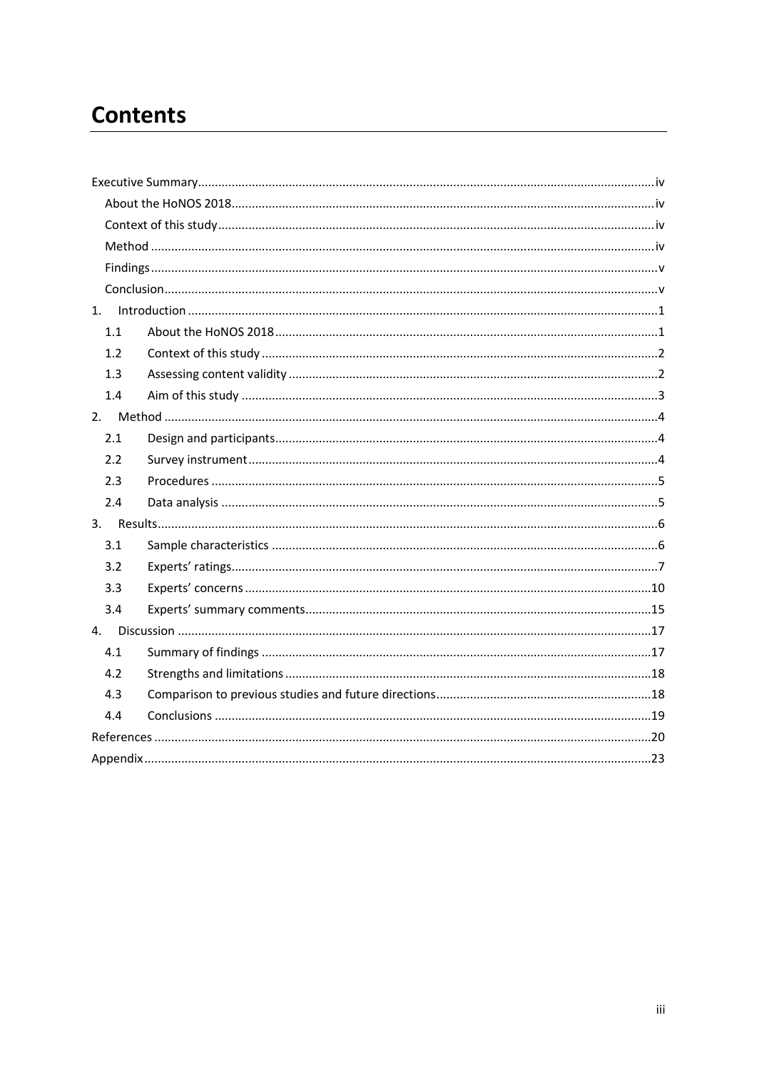# Contents

- Executive Summary ... iv
  - About the HoNOS 2018 ... iv
  - Context of this study ... iv
  - Method ... iv
  - Findings ... v
  - Conclusion ... v
- 1. Introduction ... 1
  - 1.1 About the HoNOS 2018 ... 1
  - 1.2 Context of this study ... 2
  - 1.3 Assessing content validity ... 2
  - 1.4 Aim of this study ... 3
- 2. Method ... 4
  - 2.1 Design and participants ... 4
  - 2.2 Survey instrument ... 4
  - 2.3 Procedures ... 5
  - 2.4 Data analysis ... 5
- 3. Results ... 6
  - 3.1 Sample characteristics ... 6
  - 3.2 Experts' ratings ... 7
  - 3.3 Experts' concerns ... 10
  - 3.4 Experts' summary comments ... 15
- 4. Discussion ... 17
  - 4.1 Summary of findings ... 17
  - 4.2 Strengths and limitations ... 18
  - 4.3 Comparison to previous studies and future directions ... 18
  - 4.4 Conclusions ... 19
- References ... 20
- Appendix ... 23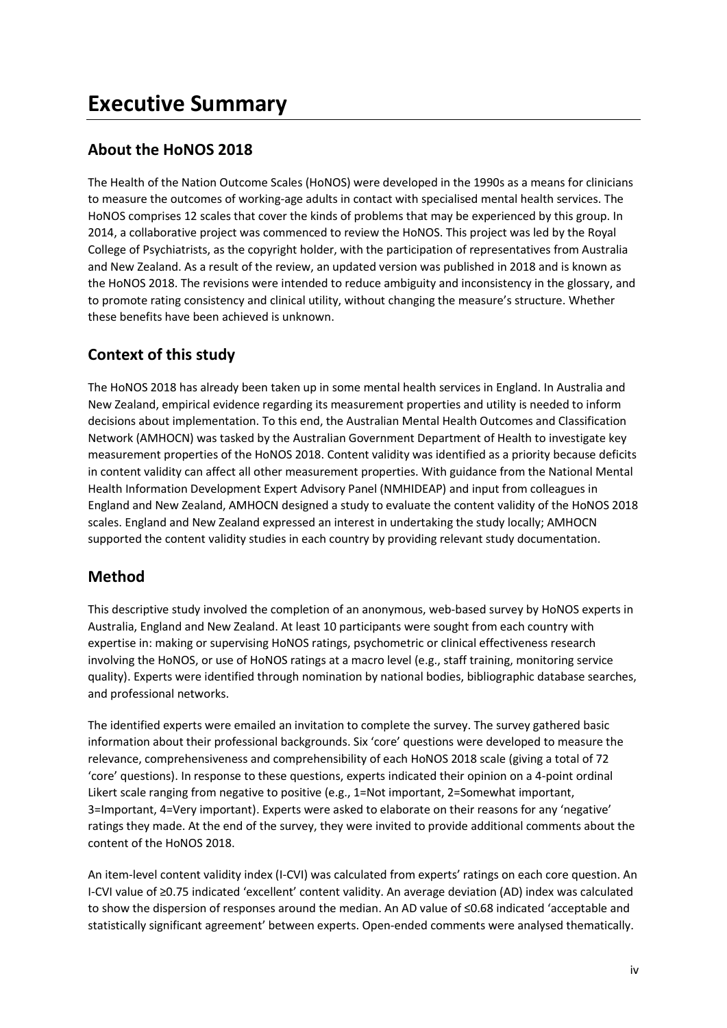# Executive Summary

## About the HoNOS 2018

The Health of the Nation Outcome Scales (HoNOS) were developed in the 1990s as a means for clinicians to measure the outcomes of working-age adults in contact with specialised mental health services. The HoNOS comprises 12 scales that cover the kinds of problems that may be experienced by this group. In 2014, a collaborative project was commenced to review the HoNOS. This project was led by the Royal College of Psychiatrists, as the copyright holder, with the participation of representatives from Australia and New Zealand. As a result of the review, an updated version was published in 2018 and is known as the HoNOS 2018. The revisions were intended to reduce ambiguity and inconsistency in the glossary, and to promote rating consistency and clinical utility, without changing the measure's structure. Whether these benefits have been achieved is unknown.

## Context of this study

The HoNOS 2018 has already been taken up in some mental health services in England. In Australia and New Zealand, empirical evidence regarding its measurement properties and utility is needed to inform decisions about implementation. To this end, the Australian Mental Health Outcomes and Classification Network (AMHOCN) was tasked by the Australian Government Department of Health to investigate key measurement properties of the HoNOS 2018. Content validity was identified as a priority because deficits in content validity can affect all other measurement properties. With guidance from the National Mental Health Information Development Expert Advisory Panel (NMHIDEAP) and input from colleagues in England and New Zealand, AMHOCN designed a study to evaluate the content validity of the HoNOS 2018 scales. England and New Zealand expressed an interest in undertaking the study locally; AMHOCN supported the content validity studies in each country by providing relevant study documentation.

## Method

This descriptive study involved the completion of an anonymous, web-based survey by HoNOS experts in Australia, England and New Zealand. At least 10 participants were sought from each country with expertise in: making or supervising HoNOS ratings, psychometric or clinical effectiveness research involving the HoNOS, or use of HoNOS ratings at a macro level (e.g., staff training, monitoring service quality). Experts were identified through nomination by national bodies, bibliographic database searches, and professional networks.

The identified experts were emailed an invitation to complete the survey. The survey gathered basic information about their professional backgrounds. Six 'core' questions were developed to measure the relevance, comprehensiveness and comprehensibility of each HoNOS 2018 scale (giving a total of 72 'core' questions). In response to these questions, experts indicated their opinion on a 4-point ordinal Likert scale ranging from negative to positive (e.g., 1=Not important, 2=Somewhat important, 3=Important, 4=Very important). Experts were asked to elaborate on their reasons for any 'negative' ratings they made. At the end of the survey, they were invited to provide additional comments about the content of the HoNOS 2018.

An item-level content validity index (I-CVI) was calculated from experts' ratings on each core question. An I-CVI value of ≥0.75 indicated 'excellent' content validity. An average deviation (AD) index was calculated to show the dispersion of responses around the median. An AD value of ≤0.68 indicated 'acceptable and statistically significant agreement' between experts. Open-ended comments were analysed thematically.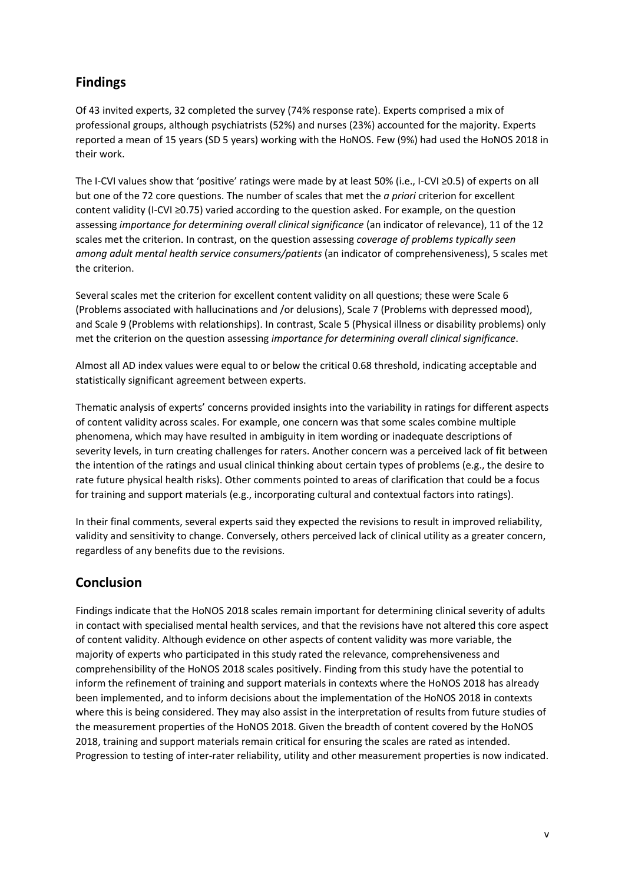## Findings

Of 43 invited experts, 32 completed the survey (74% response rate). Experts comprised a mix of professional groups, although psychiatrists (52%) and nurses (23%) accounted for the majority. Experts reported a mean of 15 years (SD 5 years) working with the HoNOS. Few (9%) had used the HoNOS 2018 in their work.

The I-CVI values show that 'positive' ratings were made by at least 50% (i.e., I-CVI ≥0.5) of experts on all but one of the 72 core questions. The number of scales that met the *a priori* criterion for excellent content validity (I-CVI ≥0.75) varied according to the question asked. For example, on the question assessing *importance for determining overall clinical significance* (an indicator of relevance), 11 of the 12 scales met the criterion. In contrast, on the question assessing *coverage of problems typically seen among adult mental health service consumers/patients* (an indicator of comprehensiveness), 5 scales met the criterion.

Several scales met the criterion for excellent content validity on all questions; these were Scale 6 (Problems associated with hallucinations and /or delusions), Scale 7 (Problems with depressed mood), and Scale 9 (Problems with relationships). In contrast, Scale 5 (Physical illness or disability problems) only met the criterion on the question assessing *importance for determining overall clinical significance*.

Almost all AD index values were equal to or below the critical 0.68 threshold, indicating acceptable and statistically significant agreement between experts.

Thematic analysis of experts' concerns provided insights into the variability in ratings for different aspects of content validity across scales. For example, one concern was that some scales combine multiple phenomena, which may have resulted in ambiguity in item wording or inadequate descriptions of severity levels, in turn creating challenges for raters. Another concern was a perceived lack of fit between the intention of the ratings and usual clinical thinking about certain types of problems (e.g., the desire to rate future physical health risks). Other comments pointed to areas of clarification that could be a focus for training and support materials (e.g., incorporating cultural and contextual factors into ratings).

In their final comments, several experts said they expected the revisions to result in improved reliability, validity and sensitivity to change. Conversely, others perceived lack of clinical utility as a greater concern, regardless of any benefits due to the revisions.

## Conclusion

Findings indicate that the HoNOS 2018 scales remain important for determining clinical severity of adults in contact with specialised mental health services, and that the revisions have not altered this core aspect of content validity. Although evidence on other aspects of content validity was more variable, the majority of experts who participated in this study rated the relevance, comprehensiveness and comprehensibility of the HoNOS 2018 scales positively. Finding from this study have the potential to inform the refinement of training and support materials in contexts where the HoNOS 2018 has already been implemented, and to inform decisions about the implementation of the HoNOS 2018 in contexts where this is being considered. They may also assist in the interpretation of results from future studies of the measurement properties of the HoNOS 2018. Given the breadth of content covered by the HoNOS 2018, training and support materials remain critical for ensuring the scales are rated as intended. Progression to testing of inter-rater reliability, utility and other measurement properties is now indicated.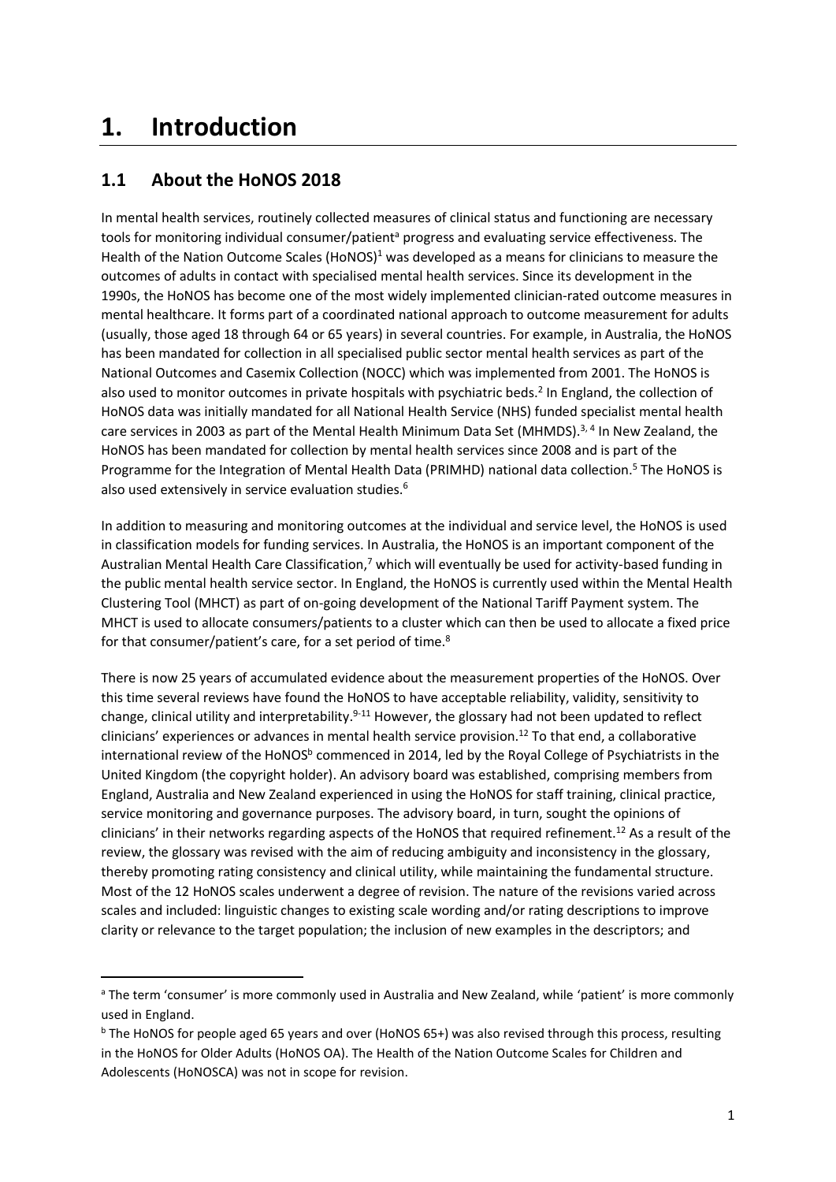# 1. Introduction

## 1.1 About the HoNOS 2018

In mental health services, routinely collected measures of clinical status and functioning are necessary tools for monitoring individual consumer/patient[a] progress and evaluating service effectiveness. The Health of the Nation Outcome Scales (HoNOS)[1] was developed as a means for clinicians to measure the outcomes of adults in contact with specialised mental health services. Since its development in the 1990s, the HoNOS has become one of the most widely implemented clinician-rated outcome measures in mental healthcare. It forms part of a coordinated national approach to outcome measurement for adults (usually, those aged 18 through 64 or 65 years) in several countries. For example, in Australia, the HoNOS has been mandated for collection in all specialised public sector mental health services as part of the National Outcomes and Casemix Collection (NOCC) which was implemented from 2001. The HoNOS is also used to monitor outcomes in private hospitals with psychiatric beds.[2] In England, the collection of HoNOS data was initially mandated for all National Health Service (NHS) funded specialist mental health care services in 2003 as part of the Mental Health Minimum Data Set (MHMDS).[3, 4] In New Zealand, the HoNOS has been mandated for collection by mental health services since 2008 and is part of the Programme for the Integration of Mental Health Data (PRIMHD) national data collection.[5] The HoNOS is also used extensively in service evaluation studies.[6]

In addition to measuring and monitoring outcomes at the individual and service level, the HoNOS is used in classification models for funding services. In Australia, the HoNOS is an important component of the Australian Mental Health Care Classification,[7] which will eventually be used for activity-based funding in the public mental health service sector. In England, the HoNOS is currently used within the Mental Health Clustering Tool (MHCT) as part of on-going development of the National Tariff Payment system. The MHCT is used to allocate consumers/patients to a cluster which can then be used to allocate a fixed price for that consumer/patient's care, for a set period of time.[8]

There is now 25 years of accumulated evidence about the measurement properties of the HoNOS. Over this time several reviews have found the HoNOS to have acceptable reliability, validity, sensitivity to change, clinical utility and interpretability.[9-11] However, the glossary had not been updated to reflect clinicians' experiences or advances in mental health service provision.[12] To that end, a collaborative international review of the HoNOS[b] commenced in 2014, led by the Royal College of Psychiatrists in the United Kingdom (the copyright holder). An advisory board was established, comprising members from England, Australia and New Zealand experienced in using the HoNOS for staff training, clinical practice, service monitoring and governance purposes. The advisory board, in turn, sought the opinions of clinicians' in their networks regarding aspects of the HoNOS that required refinement.[12] As a result of the review, the glossary was revised with the aim of reducing ambiguity and inconsistency in the glossary, thereby promoting rating consistency and clinical utility, while maintaining the fundamental structure. Most of the 12 HoNOS scales underwent a degree of revision. The nature of the revisions varied across scales and included: linguistic changes to existing scale wording and/or rating descriptions to improve clarity or relevance to the target population; the inclusion of new examples in the descriptors; and

---

[a] The term 'consumer' is more commonly used in Australia and New Zealand, while 'patient' is more commonly used in England.

[b] The HoNOS for people aged 65 years and over (HoNOS 65+) was also revised through this process, resulting in the HoNOS for Older Adults (HoNOS OA). The Health of the Nation Outcome Scales for Children and Adolescents (HoNOSCA) was not in scope for revision.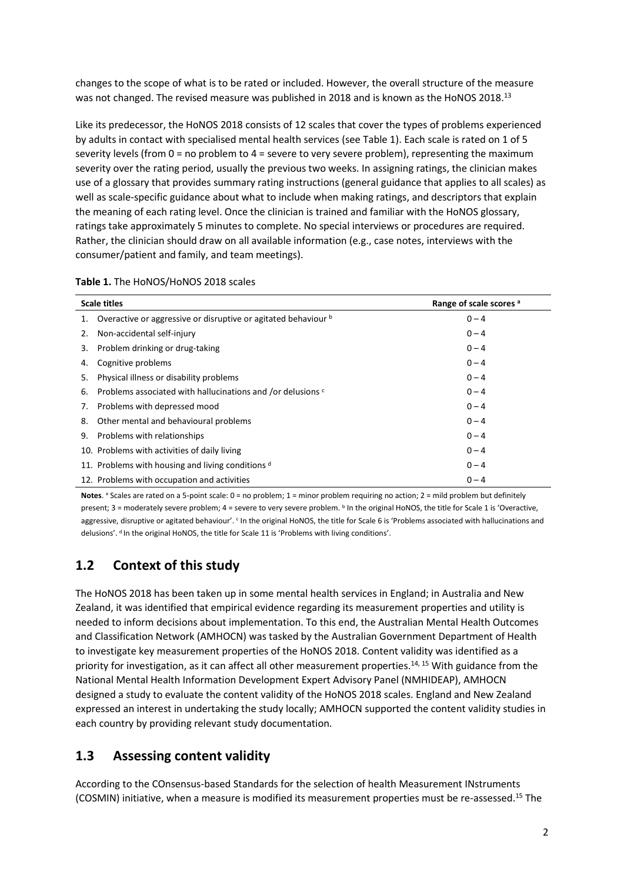changes to the scope of what is to be rated or included. However, the overall structure of the measure was not changed. The revised measure was published in 2018 and is known as the HoNOS 2018.[13]

Like its predecessor, the HoNOS 2018 consists of 12 scales that cover the types of problems experienced by adults in contact with specialised mental health services (see Table 1). Each scale is rated on 1 of 5 severity levels (from 0 = no problem to 4 = severe to very severe problem), representing the maximum severity over the rating period, usually the previous two weeks. In assigning ratings, the clinician makes use of a glossary that provides summary rating instructions (general guidance that applies to all scales) as well as scale-specific guidance about what to include when making ratings, and descriptors that explain the meaning of each rating level. Once the clinician is trained and familiar with the HoNOS glossary, ratings take approximately 5 minutes to complete. No special interviews or procedures are required. Rather, the clinician should draw on all available information (e.g., case notes, interviews with the consumer/patient and family, and team meetings).

**Table 1.** The HoNOS/HoNOS 2018 scales

| Scale titles | Range of scale scores [a] |
|---|---|
| 1. Overactive or aggressive or disruptive or agitated behaviour [b] | 0 – 4 |
| 2. Non-accidental self-injury | 0 – 4 |
| 3. Problem drinking or drug-taking | 0 – 4 |
| 4. Cognitive problems | 0 – 4 |
| 5. Physical illness or disability problems | 0 – 4 |
| 6. Problems associated with hallucinations and /or delusions [c] | 0 – 4 |
| 7. Problems with depressed mood | 0 – 4 |
| 8. Other mental and behavioural problems | 0 – 4 |
| 9. Problems with relationships | 0 – 4 |
| 10. Problems with activities of daily living | 0 – 4 |
| 11. Problems with housing and living conditions [d] | 0 – 4 |
| 12. Problems with occupation and activities | 0 – 4 |

**Notes**. [a] Scales are rated on a 5-point scale: 0 = no problem; 1 = minor problem requiring no action; 2 = mild problem but definitely present; 3 = moderately severe problem; 4 = severe to very severe problem. [b] In the original HoNOS, the title for Scale 1 is 'Overactive, aggressive, disruptive or agitated behaviour'. [c] In the original HoNOS, the title for Scale 6 is 'Problems associated with hallucinations and delusions'. [d] In the original HoNOS, the title for Scale 11 is 'Problems with living conditions'.

## 1.2 Context of this study

The HoNOS 2018 has been taken up in some mental health services in England; in Australia and New Zealand, it was identified that empirical evidence regarding its measurement properties and utility is needed to inform decisions about implementation. To this end, the Australian Mental Health Outcomes and Classification Network (AMHOCN) was tasked by the Australian Government Department of Health to investigate key measurement properties of the HoNOS 2018. Content validity was identified as a priority for investigation, as it can affect all other measurement properties.[14, 15] With guidance from the National Mental Health Information Development Expert Advisory Panel (NMHIDEAP), AMHOCN designed a study to evaluate the content validity of the HoNOS 2018 scales. England and New Zealand expressed an interest in undertaking the study locally; AMHOCN supported the content validity studies in each country by providing relevant study documentation.

## 1.3 Assessing content validity

According to the COnsensus-based Standards for the selection of health Measurement INstruments (COSMIN) initiative, when a measure is modified its measurement properties must be re-assessed.[15] The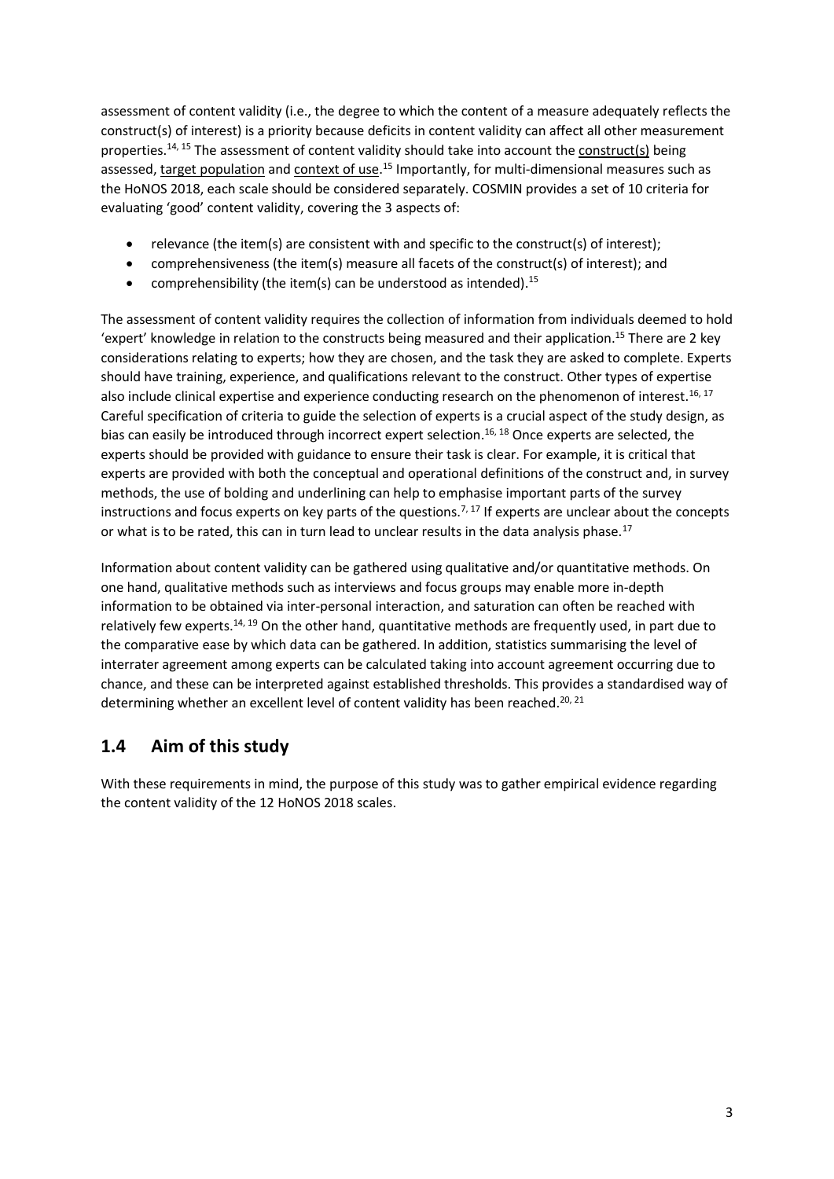assessment of content validity (i.e., the degree to which the content of a measure adequately reflects the construct(s) of interest) is a priority because deficits in content validity can affect all other measurement properties.[14, 15] The assessment of content validity should take into account the <u>construct(s)</u> being assessed, <u>target population</u> and <u>context of use</u>.[15] Importantly, for multi-dimensional measures such as the HoNOS 2018, each scale should be considered separately. COSMIN provides a set of 10 criteria for evaluating 'good' content validity, covering the 3 aspects of:

- relevance (the item(s) are consistent with and specific to the construct(s) of interest);
- comprehensiveness (the item(s) measure all facets of the construct(s) of interest); and
- comprehensibility (the item(s) can be understood as intended).[15]

The assessment of content validity requires the collection of information from individuals deemed to hold 'expert' knowledge in relation to the constructs being measured and their application.[15] There are 2 key considerations relating to experts; how they are chosen, and the task they are asked to complete. Experts should have training, experience, and qualifications relevant to the construct. Other types of expertise also include clinical expertise and experience conducting research on the phenomenon of interest.[16, 17] Careful specification of criteria to guide the selection of experts is a crucial aspect of the study design, as bias can easily be introduced through incorrect expert selection.[16, 18] Once experts are selected, the experts should be provided with guidance to ensure their task is clear. For example, it is critical that experts are provided with both the conceptual and operational definitions of the construct and, in survey methods, the use of bolding and underlining can help to emphasise important parts of the survey instructions and focus experts on key parts of the questions.[7, 17] If experts are unclear about the concepts or what is to be rated, this can in turn lead to unclear results in the data analysis phase.[17]

Information about content validity can be gathered using qualitative and/or quantitative methods. On one hand, qualitative methods such as interviews and focus groups may enable more in-depth information to be obtained via inter-personal interaction, and saturation can often be reached with relatively few experts.[14, 19] On the other hand, quantitative methods are frequently used, in part due to the comparative ease by which data can be gathered. In addition, statistics summarising the level of interrater agreement among experts can be calculated taking into account agreement occurring due to chance, and these can be interpreted against established thresholds. This provides a standardised way of determining whether an excellent level of content validity has been reached.[20, 21]

## 1.4 Aim of this study

With these requirements in mind, the purpose of this study was to gather empirical evidence regarding the content validity of the 12 HoNOS 2018 scales.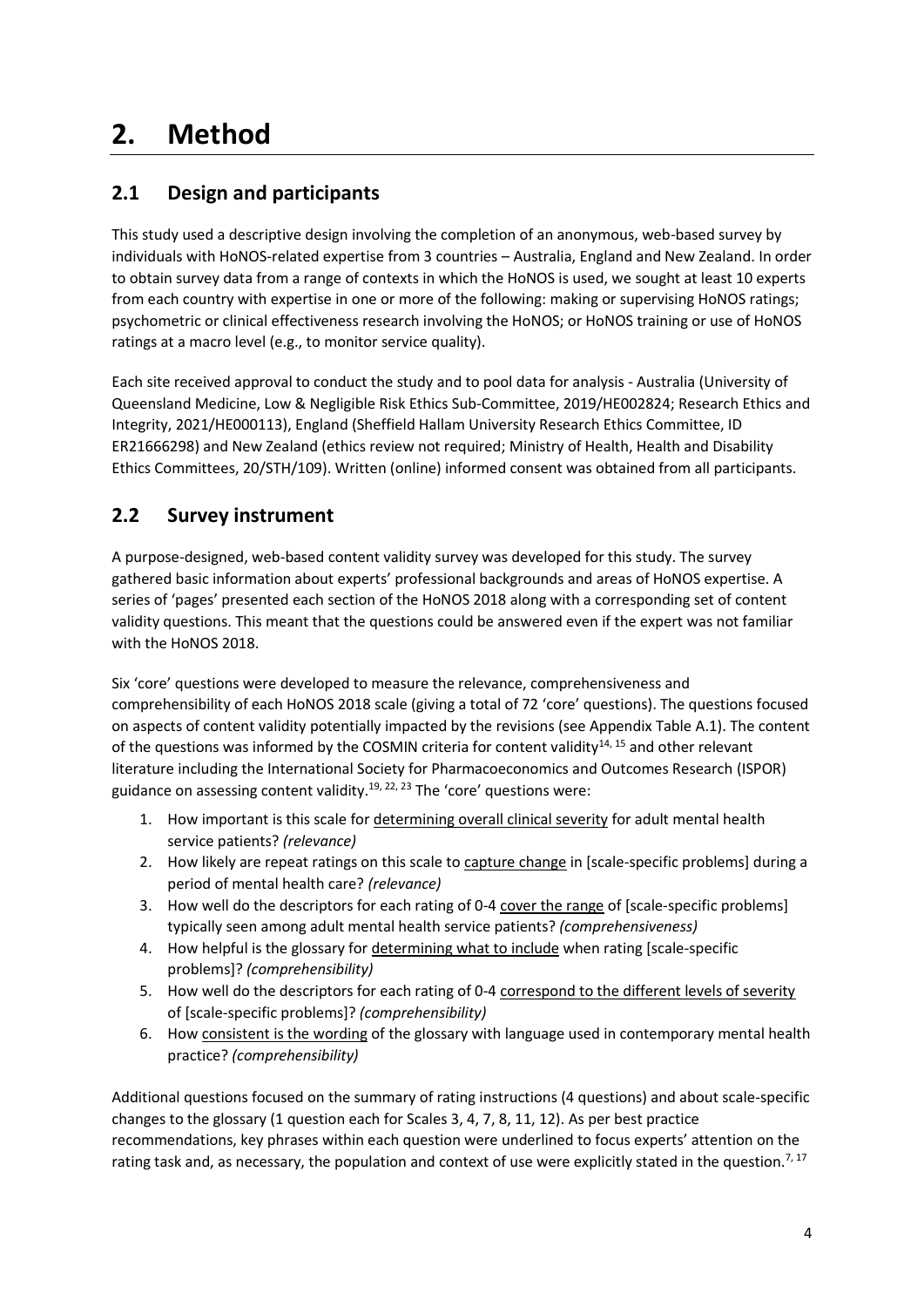# 2. Method

## 2.1 Design and participants

This study used a descriptive design involving the completion of an anonymous, web-based survey by individuals with HoNOS-related expertise from 3 countries – Australia, England and New Zealand. In order to obtain survey data from a range of contexts in which the HoNOS is used, we sought at least 10 experts from each country with expertise in one or more of the following: making or supervising HoNOS ratings; psychometric or clinical effectiveness research involving the HoNOS; or HoNOS training or use of HoNOS ratings at a macro level (e.g., to monitor service quality).

Each site received approval to conduct the study and to pool data for analysis - Australia (University of Queensland Medicine, Low & Negligible Risk Ethics Sub-Committee, 2019/HE002824; Research Ethics and Integrity, 2021/HE000113), England (Sheffield Hallam University Research Ethics Committee, ID ER21666298) and New Zealand (ethics review not required; Ministry of Health, Health and Disability Ethics Committees, 20/STH/109). Written (online) informed consent was obtained from all participants.

## 2.2 Survey instrument

A purpose-designed, web-based content validity survey was developed for this study. The survey gathered basic information about experts' professional backgrounds and areas of HoNOS expertise. A series of 'pages' presented each section of the HoNOS 2018 along with a corresponding set of content validity questions. This meant that the questions could be answered even if the expert was not familiar with the HoNOS 2018.

Six 'core' questions were developed to measure the relevance, comprehensiveness and comprehensibility of each HoNOS 2018 scale (giving a total of 72 'core' questions). The questions focused on aspects of content validity potentially impacted by the revisions (see Appendix Table A.1). The content of the questions was informed by the COSMIN criteria for content validity[14, 15] and other relevant literature including the International Society for Pharmacoeconomics and Outcomes Research (ISPOR) guidance on assessing content validity.[19, 22, 23] The 'core' questions were:

1. How important is this scale for determining overall clinical severity for adult mental health service patients? *(relevance)*
2. How likely are repeat ratings on this scale to capture change in [scale-specific problems] during a period of mental health care? *(relevance)*
3. How well do the descriptors for each rating of 0-4 cover the range of [scale-specific problems] typically seen among adult mental health service patients? *(comprehensiveness)*
4. How helpful is the glossary for determining what to include when rating [scale-specific problems]? *(comprehensibility)*
5. How well do the descriptors for each rating of 0-4 correspond to the different levels of severity of [scale-specific problems]? *(comprehensibility)*
6. How consistent is the wording of the glossary with language used in contemporary mental health practice? *(comprehensibility)*

Additional questions focused on the summary of rating instructions (4 questions) and about scale-specific changes to the glossary (1 question each for Scales 3, 4, 7, 8, 11, 12). As per best practice recommendations, key phrases within each question were underlined to focus experts' attention on the rating task and, as necessary, the population and context of use were explicitly stated in the question.[7, 17]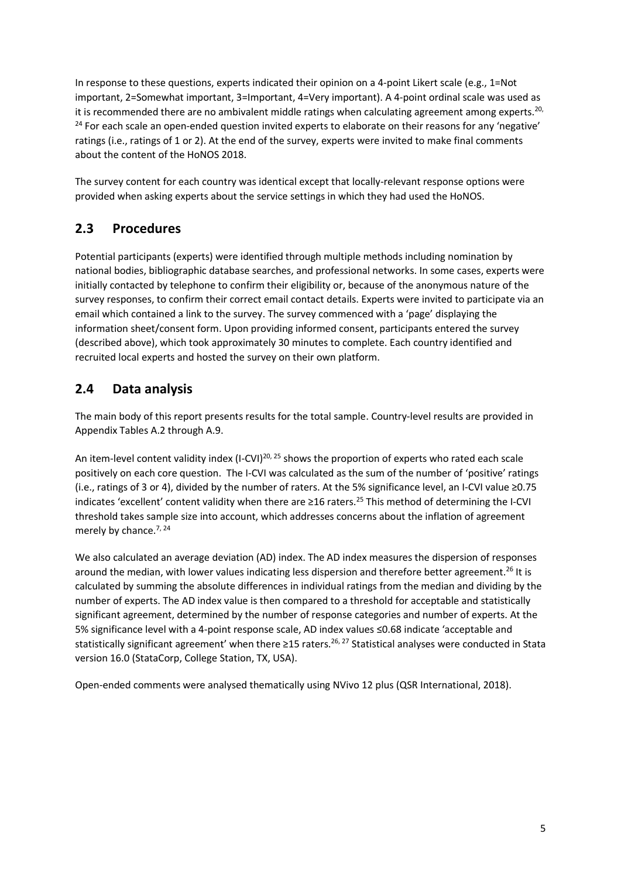In response to these questions, experts indicated their opinion on a 4-point Likert scale (e.g., 1=Not important, 2=Somewhat important, 3=Important, 4=Very important). A 4-point ordinal scale was used as it is recommended there are no ambivalent middle ratings when calculating agreement among experts.[20, 24] For each scale an open-ended question invited experts to elaborate on their reasons for any 'negative' ratings (i.e., ratings of 1 or 2). At the end of the survey, experts were invited to make final comments about the content of the HoNOS 2018.

The survey content for each country was identical except that locally-relevant response options were provided when asking experts about the service settings in which they had used the HoNOS.

## 2.3 Procedures

Potential participants (experts) were identified through multiple methods including nomination by national bodies, bibliographic database searches, and professional networks. In some cases, experts were initially contacted by telephone to confirm their eligibility or, because of the anonymous nature of the survey responses, to confirm their correct email contact details. Experts were invited to participate via an email which contained a link to the survey. The survey commenced with a 'page' displaying the information sheet/consent form. Upon providing informed consent, participants entered the survey (described above), which took approximately 30 minutes to complete. Each country identified and recruited local experts and hosted the survey on their own platform.

## 2.4 Data analysis

The main body of this report presents results for the total sample. Country-level results are provided in Appendix Tables A.2 through A.9.

An item-level content validity index (I-CVI)[20, 25] shows the proportion of experts who rated each scale positively on each core question. The I-CVI was calculated as the sum of the number of 'positive' ratings (i.e., ratings of 3 or 4), divided by the number of raters. At the 5% significance level, an I-CVI value ≥0.75 indicates 'excellent' content validity when there are ≥16 raters.[25] This method of determining the I-CVI threshold takes sample size into account, which addresses concerns about the inflation of agreement merely by chance.[7, 24]

We also calculated an average deviation (AD) index. The AD index measures the dispersion of responses around the median, with lower values indicating less dispersion and therefore better agreement.[26] It is calculated by summing the absolute differences in individual ratings from the median and dividing by the number of experts. The AD index value is then compared to a threshold for acceptable and statistically significant agreement, determined by the number of response categories and number of experts. At the 5% significance level with a 4-point response scale, AD index values ≤0.68 indicate 'acceptable and statistically significant agreement' when there ≥15 raters.[26, 27] Statistical analyses were conducted in Stata version 16.0 (StataCorp, College Station, TX, USA).

Open-ended comments were analysed thematically using NVivo 12 plus (QSR International, 2018).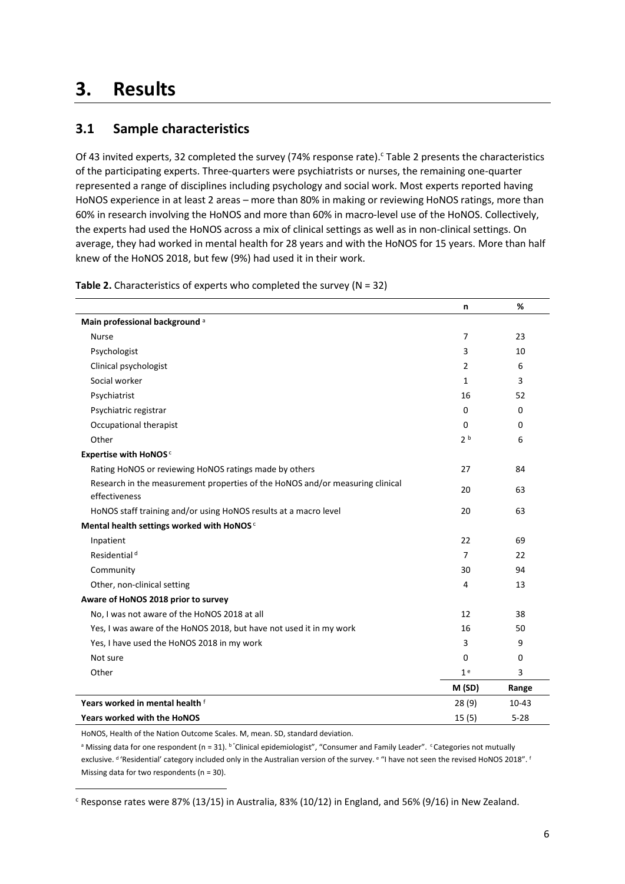# 3. Results

## 3.1 Sample characteristics

Of 43 invited experts, 32 completed the survey (74% response rate).[c] Table 2 presents the characteristics of the participating experts. Three-quarters were psychiatrists or nurses, the remaining one-quarter represented a range of disciplines including psychology and social work. Most experts reported having HoNOS experience in at least 2 areas – more than 80% in making or reviewing HoNOS ratings, more than 60% in research involving the HoNOS and more than 60% in macro-level use of the HoNOS. Collectively, the experts had used the HoNOS across a mix of clinical settings as well as in non-clinical settings. On average, they had worked in mental health for 28 years and with the HoNOS for 15 years. More than half knew of the HoNOS 2018, but few (9%) had used it in their work.

**Table 2.** Characteristics of experts who completed the survey (N = 32)

| | n | % |
|---|---|---|
| **Main professional background** [a] | | |
| Nurse | 7 | 23 |
| Psychologist | 3 | 10 |
| Clinical psychologist | 2 | 6 |
| Social worker | 1 | 3 |
| Psychiatrist | 16 | 52 |
| Psychiatric registrar | 0 | 0 |
| Occupational therapist | 0 | 0 |
| Other | 2 [b] | 6 |
| **Expertise with HoNOS** [c] | | |
| Rating HoNOS or reviewing HoNOS ratings made by others | 27 | 84 |
| Research in the measurement properties of the HoNOS and/or measuring clinical effectiveness | 20 | 63 |
| HoNOS staff training and/or using HoNOS results at a macro level | 20 | 63 |
| **Mental health settings worked with HoNOS** [c] | | |
| Inpatient | 22 | 69 |
| Residential [d] | 7 | 22 |
| Community | 30 | 94 |
| Other, non-clinical setting | 4 | 13 |
| **Aware of HoNOS 2018 prior to survey** | | |
| No, I was not aware of the HoNOS 2018 at all | 12 | 38 |
| Yes, I was aware of the HoNOS 2018, but have not used it in my work | 16 | 50 |
| Yes, I have used the HoNOS 2018 in my work | 3 | 9 |
| Not sure | 0 | 0 |
| Other | 1 [e] | 3 |
| | **M (SD)** | **Range** |
| **Years worked in mental health** [f] | 28 (9) | 10-43 |
| **Years worked with the HoNOS** | 15 (5) | 5-28 |

HoNOS, Health of the Nation Outcome Scales. M, mean. SD, standard deviation.

[a] Missing data for one respondent (n = 31). [b] "Clinical epidemiologist", "Consumer and Family Leader". [c] Categories not mutually exclusive. [d] 'Residential' category included only in the Australian version of the survey. [e] "I have not seen the revised HoNOS 2018". [f] Missing data for two respondents (n = 30).

[c] Response rates were 87% (13/15) in Australia, 83% (10/12) in England, and 56% (9/16) in New Zealand.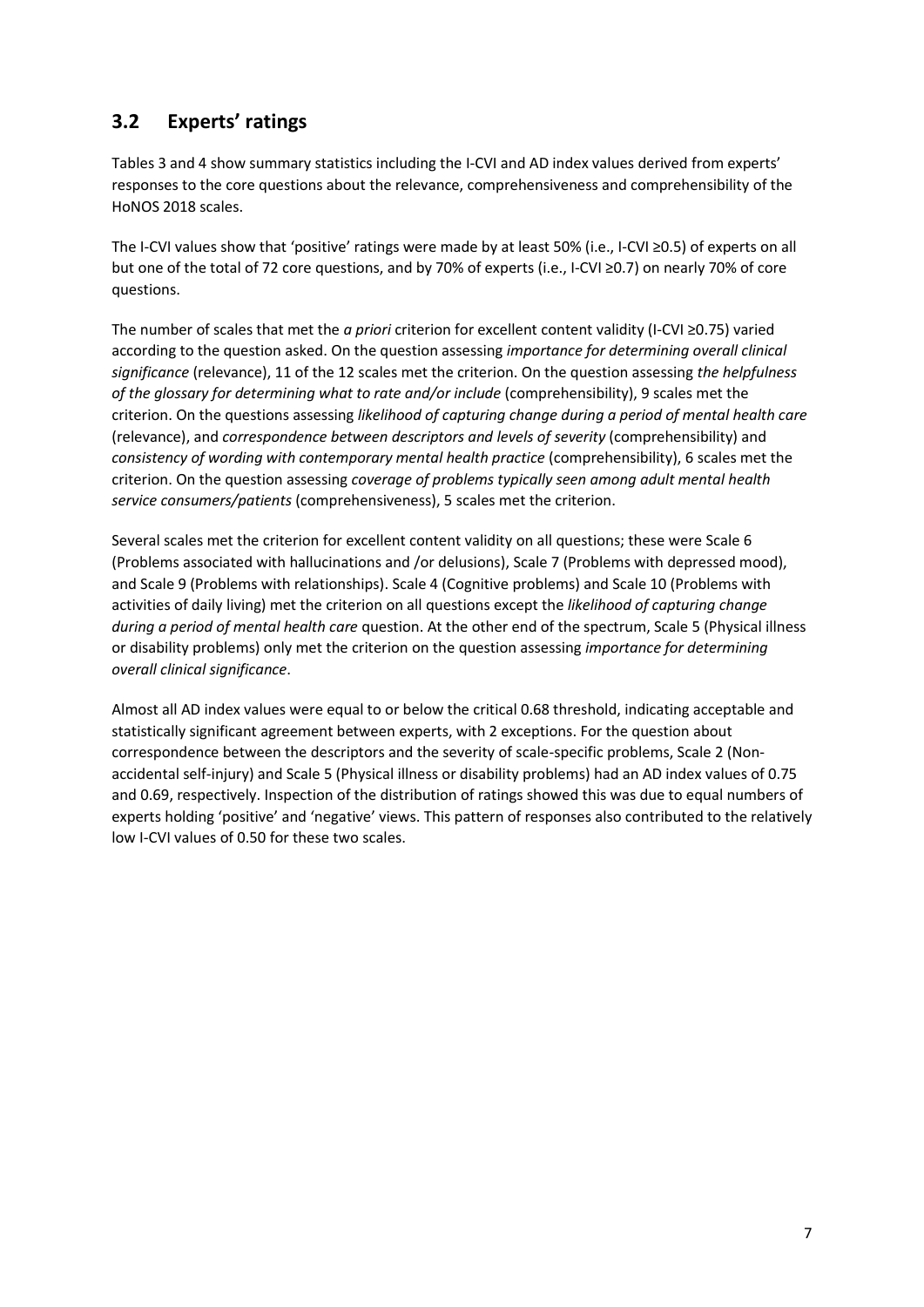## 3.2 Experts' ratings

Tables 3 and 4 show summary statistics including the I-CVI and AD index values derived from experts' responses to the core questions about the relevance, comprehensiveness and comprehensibility of the HoNOS 2018 scales.

The I-CVI values show that 'positive' ratings were made by at least 50% (i.e., I-CVI ≥0.5) of experts on all but one of the total of 72 core questions, and by 70% of experts (i.e., I-CVI ≥0.7) on nearly 70% of core questions.

The number of scales that met the *a priori* criterion for excellent content validity (I-CVI ≥0.75) varied according to the question asked. On the question assessing *importance for determining overall clinical significance* (relevance), 11 of the 12 scales met the criterion. On the question assessing *the helpfulness of the glossary for determining what to rate and/or include* (comprehensibility), 9 scales met the criterion. On the questions assessing *likelihood of capturing change during a period of mental health care* (relevance), and *correspondence between descriptors and levels of severity* (comprehensibility) and *consistency of wording with contemporary mental health practice* (comprehensibility), 6 scales met the criterion. On the question assessing *coverage of problems typically seen among adult mental health service consumers/patients* (comprehensiveness), 5 scales met the criterion.

Several scales met the criterion for excellent content validity on all questions; these were Scale 6 (Problems associated with hallucinations and /or delusions), Scale 7 (Problems with depressed mood), and Scale 9 (Problems with relationships). Scale 4 (Cognitive problems) and Scale 10 (Problems with activities of daily living) met the criterion on all questions except the *likelihood of capturing change during a period of mental health care* question. At the other end of the spectrum, Scale 5 (Physical illness or disability problems) only met the criterion on the question assessing *importance for determining overall clinical significance*.

Almost all AD index values were equal to or below the critical 0.68 threshold, indicating acceptable and statistically significant agreement between experts, with 2 exceptions. For the question about correspondence between the descriptors and the severity of scale-specific problems, Scale 2 (Non-accidental self-injury) and Scale 5 (Physical illness or disability problems) had an AD index values of 0.75 and 0.69, respectively. Inspection of the distribution of ratings showed this was due to equal numbers of experts holding 'positive' and 'negative' views. This pattern of responses also contributed to the relatively low I-CVI values of 0.50 for these two scales.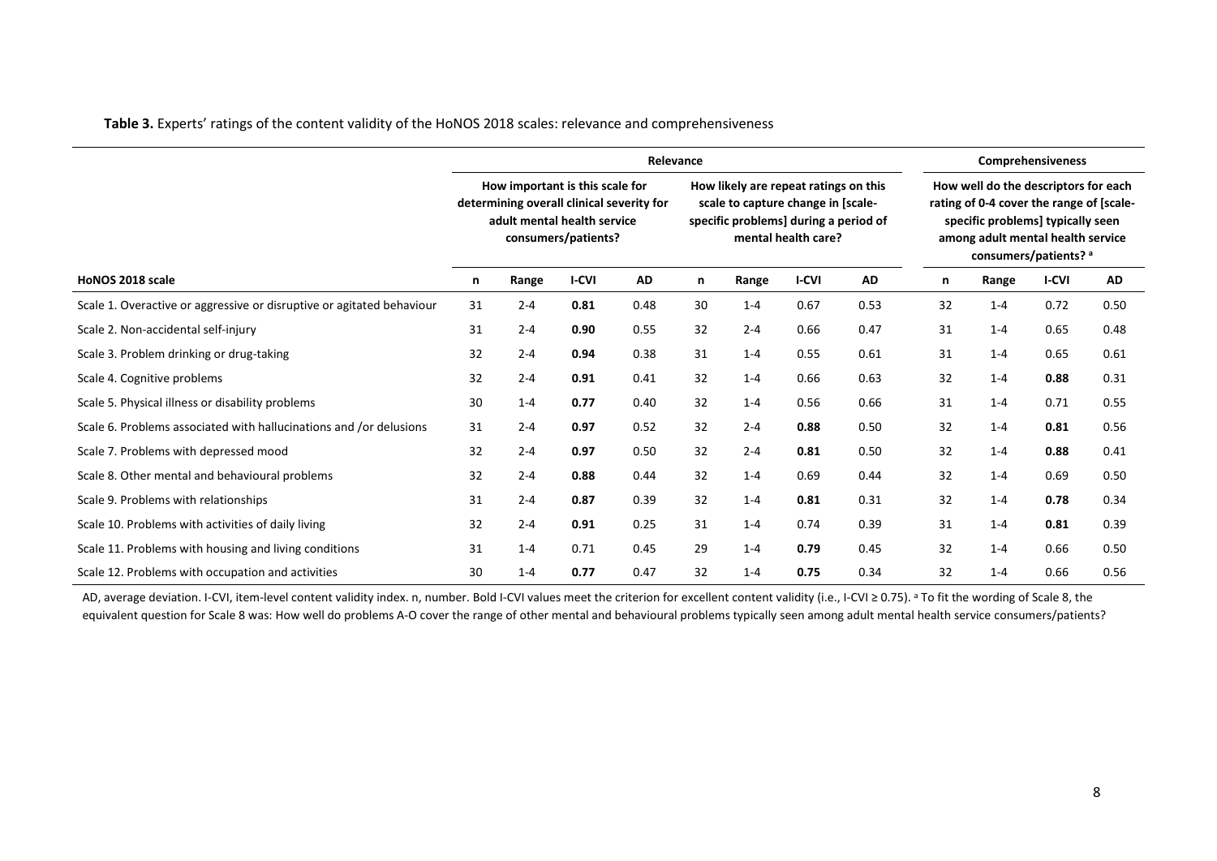**Table 3.** Experts' ratings of the content validity of the HoNOS 2018 scales: relevance and comprehensiveness

| | Relevance | | | | | | | | Comprehensiveness | | | |
|---|---|---|---|---|---|---|---|---|---|---|---|---|
| | How important is this scale for determining overall clinical severity for adult mental health service consumers/patients? | | | | How likely are repeat ratings on this scale to capture change in [scale-specific problems] during a period of mental health care? | | | | How well do the descriptors for each rating of 0-4 cover the range of [scale-specific problems] typically seen among adult mental health service consumers/patients? [a] | | | |
| **HoNOS 2018 scale** | **n** | **Range** | **I-CVI** | **AD** | **n** | **Range** | **I-CVI** | **AD** | **n** | **Range** | **I-CVI** | **AD** |
| Scale 1. Overactive or aggressive or disruptive or agitated behaviour | 31 | 2-4 | **0.81** | 0.48 | 30 | 1-4 | 0.67 | 0.53 | 32 | 1-4 | 0.72 | 0.50 |
| Scale 2. Non-accidental self-injury | 31 | 2-4 | **0.90** | 0.55 | 32 | 2-4 | 0.66 | 0.47 | 31 | 1-4 | 0.65 | 0.48 |
| Scale 3. Problem drinking or drug-taking | 32 | 2-4 | **0.94** | 0.38 | 31 | 1-4 | 0.55 | 0.61 | 31 | 1-4 | 0.65 | 0.61 |
| Scale 4. Cognitive problems | 32 | 2-4 | **0.91** | 0.41 | 32 | 1-4 | 0.66 | 0.63 | 32 | 1-4 | **0.88** | 0.31 |
| Scale 5. Physical illness or disability problems | 30 | 1-4 | **0.77** | 0.40 | 32 | 1-4 | 0.56 | 0.66 | 31 | 1-4 | 0.71 | 0.55 |
| Scale 6. Problems associated with hallucinations and /or delusions | 31 | 2-4 | **0.97** | 0.52 | 32 | 2-4 | **0.88** | 0.50 | 32 | 1-4 | **0.81** | 0.56 |
| Scale 7. Problems with depressed mood | 32 | 2-4 | **0.97** | 0.50 | 32 | 2-4 | **0.81** | 0.50 | 32 | 1-4 | **0.88** | 0.41 |
| Scale 8. Other mental and behavioural problems | 32 | 2-4 | **0.88** | 0.44 | 32 | 1-4 | 0.69 | 0.44 | 32 | 1-4 | 0.69 | 0.50 |
| Scale 9. Problems with relationships | 31 | 2-4 | **0.87** | 0.39 | 32 | 1-4 | **0.81** | 0.31 | 32 | 1-4 | **0.78** | 0.34 |
| Scale 10. Problems with activities of daily living | 32 | 2-4 | **0.91** | 0.25 | 31 | 1-4 | 0.74 | 0.39 | 31 | 1-4 | **0.81** | 0.39 |
| Scale 11. Problems with housing and living conditions | 31 | 1-4 | 0.71 | 0.45 | 29 | 1-4 | **0.79** | 0.45 | 32 | 1-4 | 0.66 | 0.50 |
| Scale 12. Problems with occupation and activities | 30 | 1-4 | **0.77** | 0.47 | 32 | 1-4 | **0.75** | 0.34 | 32 | 1-4 | 0.66 | 0.56 |

AD, average deviation. I-CVI, item-level content validity index. n, number. Bold I-CVI values meet the criterion for excellent content validity (i.e., I-CVI ≥ 0.75). [a] To fit the wording of Scale 8, the equivalent question for Scale 8 was: How well do problems A-O cover the range of other mental and behavioural problems typically seen among adult mental health service consumers/patients?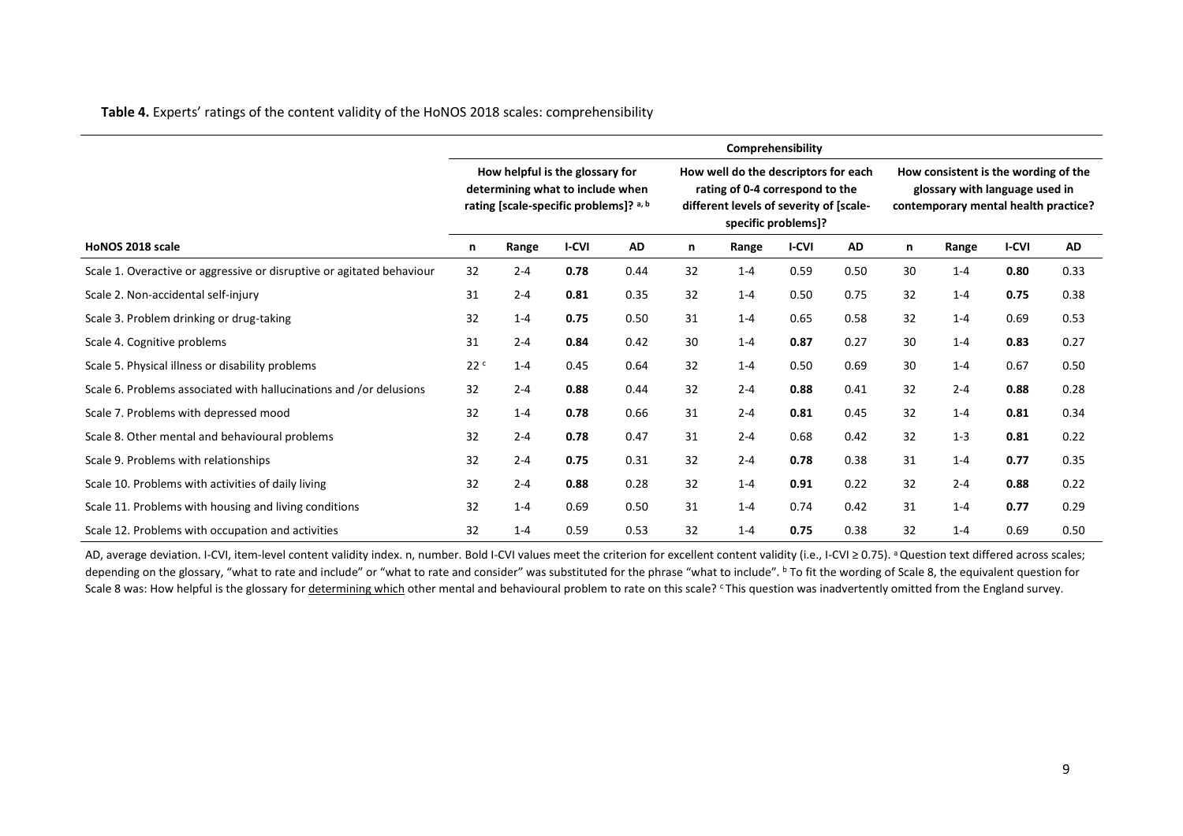**Table 4.** Experts' ratings of the content validity of the HoNOS 2018 scales: comprehensibility

| | Comprehensibility | | | | | | | | | | | |
|---|---|---|---|---|---|---|---|---|---|---|---|---|
| | How helpful is the glossary for determining what to include when rating [scale-specific problems]? [a, b] | | | | How well do the descriptors for each rating of 0-4 correspond to the different levels of severity of [scale-specific problems]? | | | | How consistent is the wording of the glossary with language used in contemporary mental health practice? | | | |
| **HoNOS 2018 scale** | **n** | **Range** | **I-CVI** | **AD** | **n** | **Range** | **I-CVI** | **AD** | **n** | **Range** | **I-CVI** | **AD** |
| Scale 1. Overactive or aggressive or disruptive or agitated behaviour | 32 | 2-4 | **0.78** | 0.44 | 32 | 1-4 | 0.59 | 0.50 | 30 | 1-4 | **0.80** | 0.33 |
| Scale 2. Non-accidental self-injury | 31 | 2-4 | **0.81** | 0.35 | 32 | 1-4 | 0.50 | 0.75 | 32 | 1-4 | **0.75** | 0.38 |
| Scale 3. Problem drinking or drug-taking | 32 | 1-4 | **0.75** | 0.50 | 31 | 1-4 | 0.65 | 0.58 | 32 | 1-4 | 0.69 | 0.53 |
| Scale 4. Cognitive problems | 31 | 2-4 | **0.84** | 0.42 | 30 | 1-4 | **0.87** | 0.27 | 30 | 1-4 | **0.83** | 0.27 |
| Scale 5. Physical illness or disability problems | 22 [c] | 1-4 | 0.45 | 0.64 | 32 | 1-4 | 0.50 | 0.69 | 30 | 1-4 | 0.67 | 0.50 |
| Scale 6. Problems associated with hallucinations and /or delusions | 32 | 2-4 | **0.88** | 0.44 | 32 | 2-4 | **0.88** | 0.41 | 32 | 2-4 | **0.88** | 0.28 |
| Scale 7. Problems with depressed mood | 32 | 1-4 | **0.78** | 0.66 | 31 | 2-4 | **0.81** | 0.45 | 32 | 1-4 | **0.81** | 0.34 |
| Scale 8. Other mental and behavioural problems | 32 | 2-4 | **0.78** | 0.47 | 31 | 2-4 | 0.68 | 0.42 | 32 | 1-3 | **0.81** | 0.22 |
| Scale 9. Problems with relationships | 32 | 2-4 | **0.75** | 0.31 | 32 | 2-4 | **0.78** | 0.38 | 31 | 1-4 | **0.77** | 0.35 |
| Scale 10. Problems with activities of daily living | 32 | 2-4 | **0.88** | 0.28 | 32 | 1-4 | **0.91** | 0.22 | 32 | 2-4 | **0.88** | 0.22 |
| Scale 11. Problems with housing and living conditions | 32 | 1-4 | 0.69 | 0.50 | 31 | 1-4 | 0.74 | 0.42 | 31 | 1-4 | **0.77** | 0.29 |
| Scale 12. Problems with occupation and activities | 32 | 1-4 | 0.59 | 0.53 | 32 | 1-4 | **0.75** | 0.38 | 32 | 1-4 | 0.69 | 0.50 |

AD, average deviation. I-CVI, item-level content validity index. n, number. Bold I-CVI values meet the criterion for excellent content validity (i.e., I-CVI ≥ 0.75). [a] Question text differed across scales; depending on the glossary, "what to rate and include" or "what to rate and consider" was substituted for the phrase "what to include". [b] To fit the wording of Scale 8, the equivalent question for Scale 8 was: How helpful is the glossary for determining which other mental and behavioural problem to rate on this scale? [c] This question was inadvertently omitted from the England survey.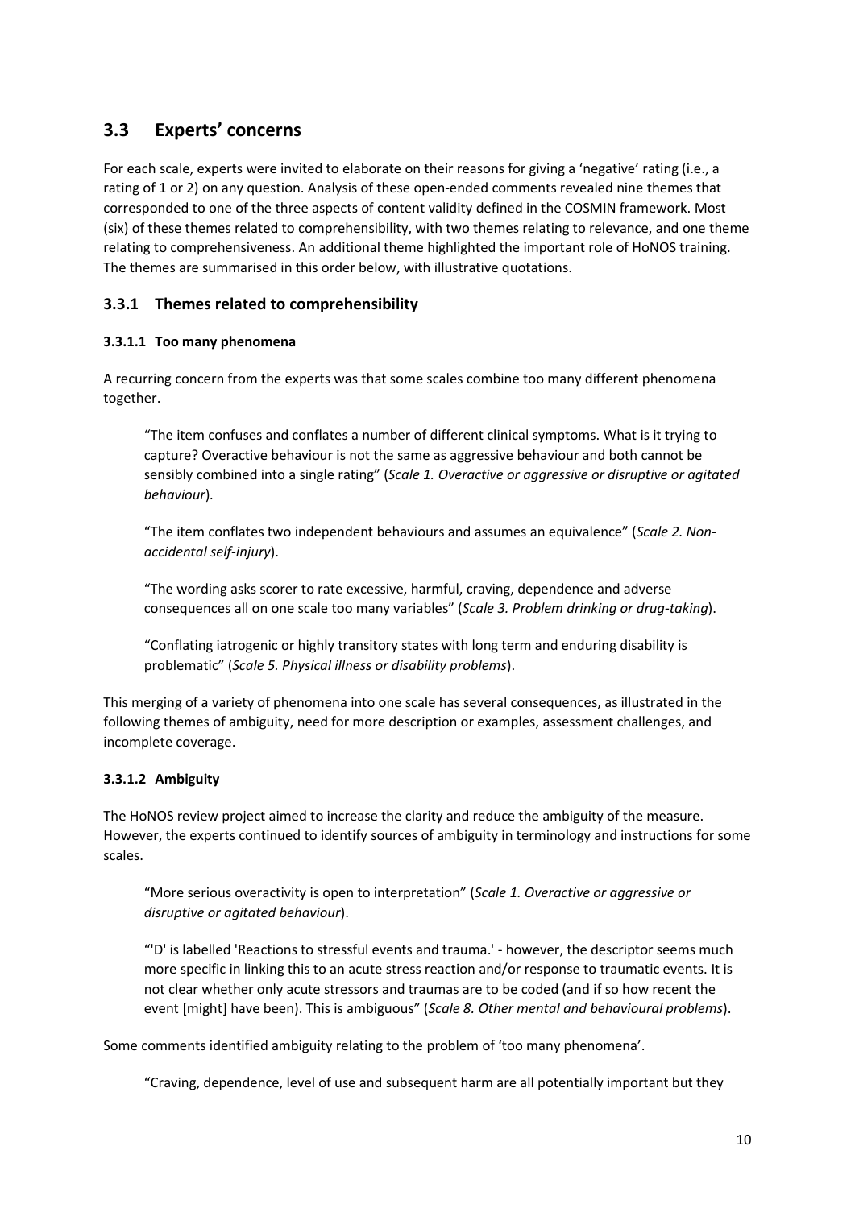## 3.3 Experts' concerns

For each scale, experts were invited to elaborate on their reasons for giving a 'negative' rating (i.e., a rating of 1 or 2) on any question. Analysis of these open-ended comments revealed nine themes that corresponded to one of the three aspects of content validity defined in the COSMIN framework. Most (six) of these themes related to comprehensibility, with two themes relating to relevance, and one theme relating to comprehensiveness. An additional theme highlighted the important role of HoNOS training. The themes are summarised in this order below, with illustrative quotations.

### 3.3.1 Themes related to comprehensibility

#### 3.3.1.1 Too many phenomena

A recurring concern from the experts was that some scales combine too many different phenomena together.

> "The item confuses and conflates a number of different clinical symptoms. What is it trying to capture? Overactive behaviour is not the same as aggressive behaviour and both cannot be sensibly combined into a single rating" (*Scale 1. Overactive or aggressive or disruptive or agitated behaviour*).

> "The item conflates two independent behaviours and assumes an equivalence" (*Scale 2. Non-accidental self-injury*).

> "The wording asks scorer to rate excessive, harmful, craving, dependence and adverse consequences all on one scale too many variables" (*Scale 3. Problem drinking or drug-taking*).

> "Conflating iatrogenic or highly transitory states with long term and enduring disability is problematic" (*Scale 5. Physical illness or disability problems*).

This merging of a variety of phenomena into one scale has several consequences, as illustrated in the following themes of ambiguity, need for more description or examples, assessment challenges, and incomplete coverage.

#### 3.3.1.2 Ambiguity

The HoNOS review project aimed to increase the clarity and reduce the ambiguity of the measure. However, the experts continued to identify sources of ambiguity in terminology and instructions for some scales.

> "More serious overactivity is open to interpretation" (*Scale 1. Overactive or aggressive or disruptive or agitated behaviour*).

> "'D' is labelled 'Reactions to stressful events and trauma.' - however, the descriptor seems much more specific in linking this to an acute stress reaction and/or response to traumatic events. It is not clear whether only acute stressors and traumas are to be coded (and if so how recent the event [might] have been). This is ambiguous" (*Scale 8. Other mental and behavioural problems*).

Some comments identified ambiguity relating to the problem of 'too many phenomena'.

> "Craving, dependence, level of use and subsequent harm are all potentially important but they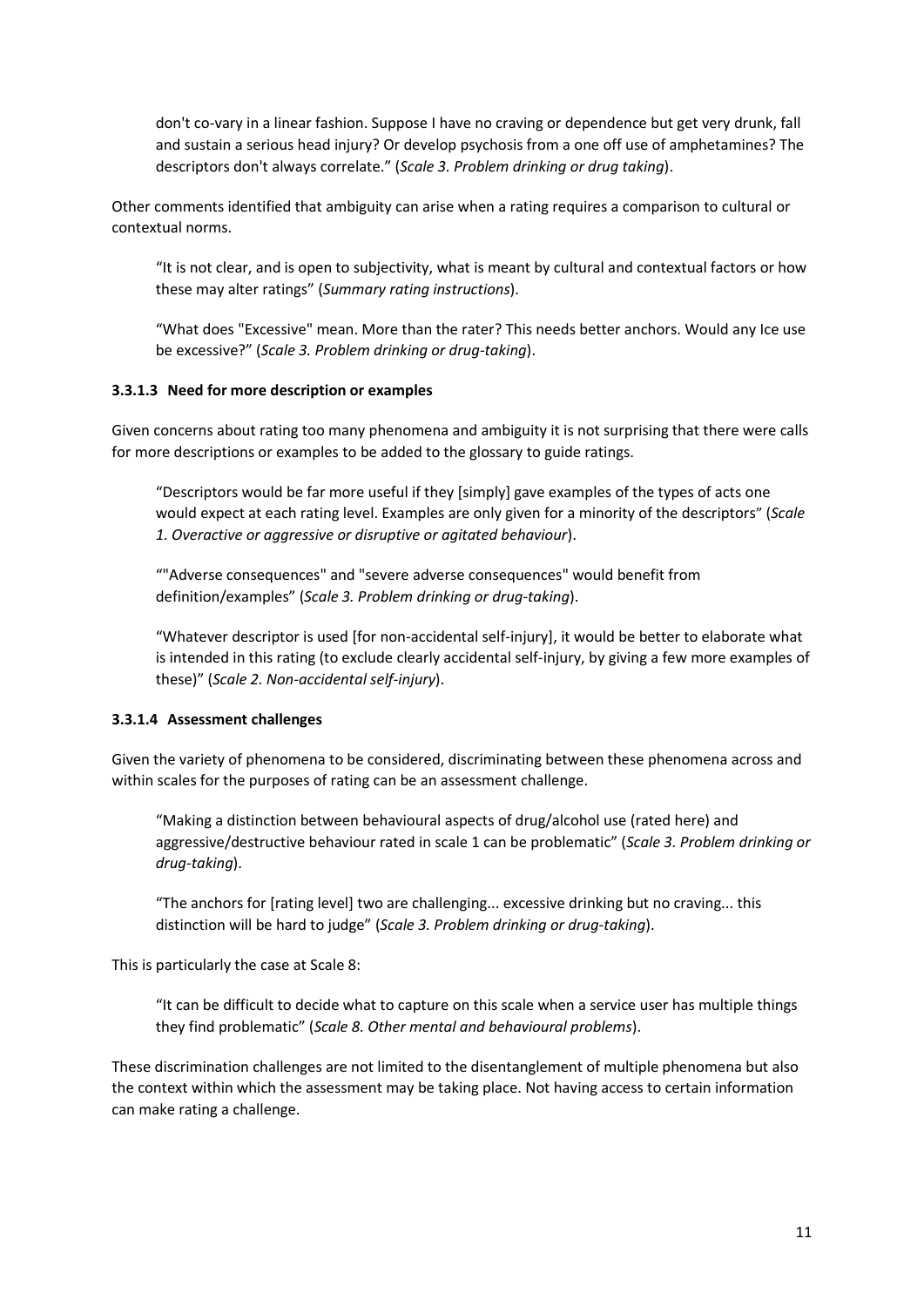> don't co-vary in a linear fashion. Suppose I have no craving or dependence but get very drunk, fall and sustain a serious head injury? Or develop psychosis from a one off use of amphetamines? The descriptors don't always correlate." (*Scale 3. Problem drinking or drug taking*).

Other comments identified that ambiguity can arise when a rating requires a comparison to cultural or contextual norms.

> "It is not clear, and is open to subjectivity, what is meant by cultural and contextual factors or how these may alter ratings" (*Summary rating instructions*).

> "What does "Excessive" mean. More than the rater? This needs better anchors. Would any Ice use be excessive?" (*Scale 3. Problem drinking or drug-taking*).

#### 3.3.1.3 Need for more description or examples

Given concerns about rating too many phenomena and ambiguity it is not surprising that there were calls for more descriptions or examples to be added to the glossary to guide ratings.

> "Descriptors would be far more useful if they [simply] gave examples of the types of acts one would expect at each rating level. Examples are only given for a minority of the descriptors" (*Scale 1. Overactive or aggressive or disruptive or agitated behaviour*).

> ""Adverse consequences" and "severe adverse consequences" would benefit from definition/examples" (*Scale 3. Problem drinking or drug-taking*).

> "Whatever descriptor is used [for non-accidental self-injury], it would be better to elaborate what is intended in this rating (to exclude clearly accidental self-injury, by giving a few more examples of these)" (*Scale 2. Non-accidental self-injury*).

#### 3.3.1.4 Assessment challenges

Given the variety of phenomena to be considered, discriminating between these phenomena across and within scales for the purposes of rating can be an assessment challenge.

> "Making a distinction between behavioural aspects of drug/alcohol use (rated here) and aggressive/destructive behaviour rated in scale 1 can be problematic" (*Scale 3. Problem drinking or drug-taking*).

> "The anchors for [rating level] two are challenging... excessive drinking but no craving... this distinction will be hard to judge" (*Scale 3. Problem drinking or drug-taking*).

This is particularly the case at Scale 8:

> "It can be difficult to decide what to capture on this scale when a service user has multiple things they find problematic" (*Scale 8. Other mental and behavioural problems*).

These discrimination challenges are not limited to the disentanglement of multiple phenomena but also the context within which the assessment may be taking place. Not having access to certain information can make rating a challenge.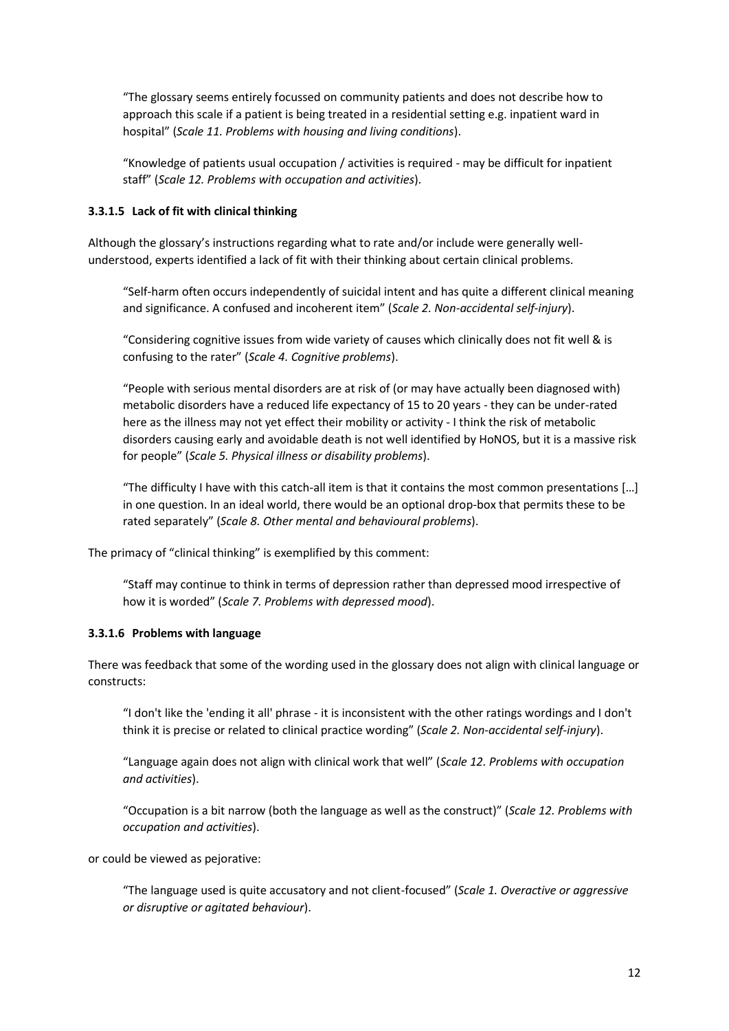> “The glossary seems entirely focussed on community patients and does not describe how to approach this scale if a patient is being treated in a residential setting e.g. inpatient ward in hospital” (*Scale 11. Problems with housing and living conditions*).

> “Knowledge of patients usual occupation / activities is required - may be difficult for inpatient staff” (*Scale 12. Problems with occupation and activities*).

#### 3.3.1.5 Lack of fit with clinical thinking

Although the glossary’s instructions regarding what to rate and/or include were generally well-understood, experts identified a lack of fit with their thinking about certain clinical problems.

> “Self-harm often occurs independently of suicidal intent and has quite a different clinical meaning and significance. A confused and incoherent item” (*Scale 2. Non-accidental self-injury*).

> “Considering cognitive issues from wide variety of causes which clinically does not fit well & is confusing to the rater” (*Scale 4. Cognitive problems*).

> “People with serious mental disorders are at risk of (or may have actually been diagnosed with) metabolic disorders have a reduced life expectancy of 15 to 20 years - they can be under-rated here as the illness may not yet effect their mobility or activity - I think the risk of metabolic disorders causing early and avoidable death is not well identified by HoNOS, but it is a massive risk for people” (*Scale 5. Physical illness or disability problems*).

> “The difficulty I have with this catch-all item is that it contains the most common presentations […] in one question. In an ideal world, there would be an optional drop-box that permits these to be rated separately” (*Scale 8. Other mental and behavioural problems*).

The primacy of “clinical thinking” is exemplified by this comment:

> “Staff may continue to think in terms of depression rather than depressed mood irrespective of how it is worded” (*Scale 7. Problems with depressed mood*).

#### 3.3.1.6 Problems with language

There was feedback that some of the wording used in the glossary does not align with clinical language or constructs:

> “I don't like the 'ending it all' phrase - it is inconsistent with the other ratings wordings and I don't think it is precise or related to clinical practice wording” (*Scale 2. Non-accidental self-injury*).

> “Language again does not align with clinical work that well” (*Scale 12. Problems with occupation and activities*).

> “Occupation is a bit narrow (both the language as well as the construct)” (*Scale 12. Problems with occupation and activities*).

or could be viewed as pejorative:

> “The language used is quite accusatory and not client-focused” (*Scale 1. Overactive or aggressive or disruptive or agitated behaviour*).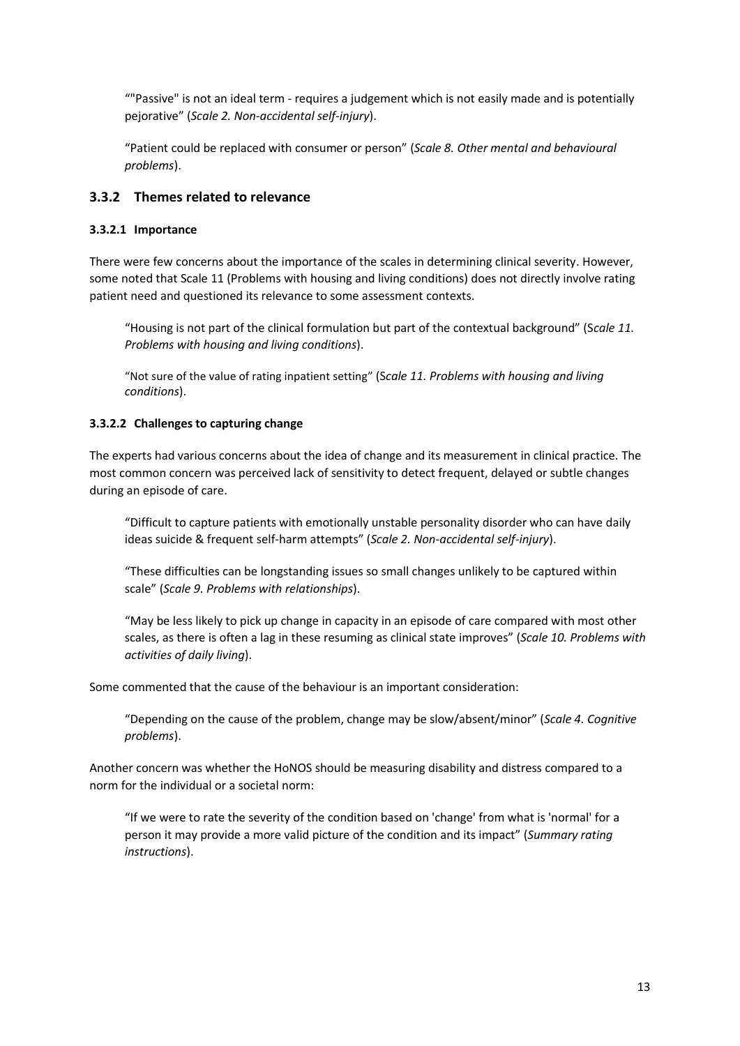""Passive" is not an ideal term - requires a judgement which is not easily made and is potentially pejorative" (*Scale 2. Non-accidental self-injury*).

"Patient could be replaced with consumer or person" (*Scale 8. Other mental and behavioural problems*).

### 3.3.2 Themes related to relevance

#### 3.3.2.1 Importance

There were few concerns about the importance of the scales in determining clinical severity. However, some noted that Scale 11 (Problems with housing and living conditions) does not directly involve rating patient need and questioned its relevance to some assessment contexts.

"Housing is not part of the clinical formulation but part of the contextual background" (S*cale 11. Problems with housing and living conditions*).

"Not sure of the value of rating inpatient setting" (S*cale 11. Problems with housing and living conditions*).

#### 3.3.2.2 Challenges to capturing change

The experts had various concerns about the idea of change and its measurement in clinical practice. The most common concern was perceived lack of sensitivity to detect frequent, delayed or subtle changes during an episode of care.

"Difficult to capture patients with emotionally unstable personality disorder who can have daily ideas suicide & frequent self-harm attempts" (*Scale 2. Non-accidental self-injury*).

"These difficulties can be longstanding issues so small changes unlikely to be captured within scale" (*Scale 9. Problems with relationships*).

"May be less likely to pick up change in capacity in an episode of care compared with most other scales, as there is often a lag in these resuming as clinical state improves" (*Scale 10. Problems with activities of daily living*).

Some commented that the cause of the behaviour is an important consideration:

"Depending on the cause of the problem, change may be slow/absent/minor" (*Scale 4. Cognitive problems*).

Another concern was whether the HoNOS should be measuring disability and distress compared to a norm for the individual or a societal norm:

"If we were to rate the severity of the condition based on 'change' from what is 'normal' for a person it may provide a more valid picture of the condition and its impact" (*Summary rating instructions*).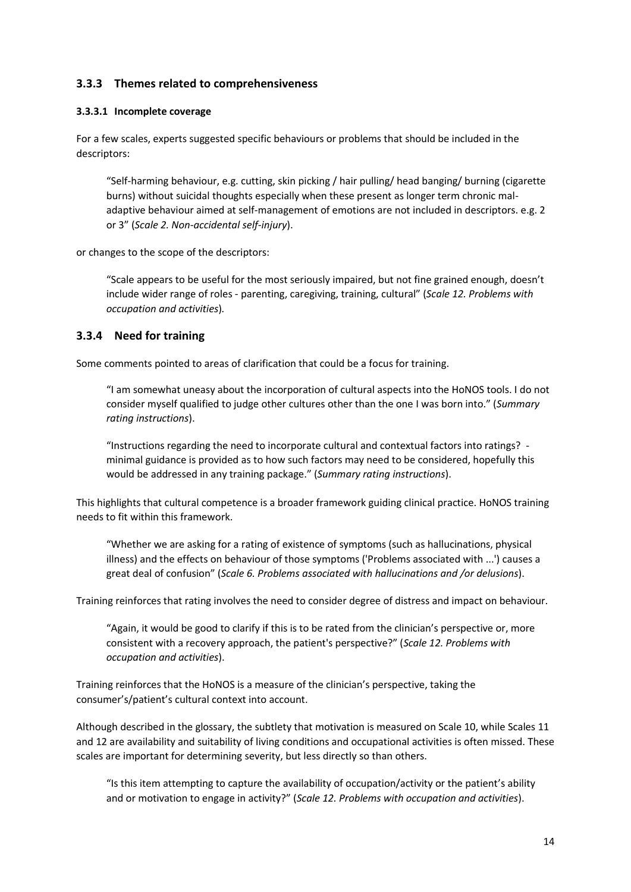### 3.3.3 Themes related to comprehensiveness

#### 3.3.3.1 Incomplete coverage

For a few scales, experts suggested specific behaviours or problems that should be included in the descriptors:

> "Self-harming behaviour, e.g. cutting, skin picking / hair pulling/ head banging/ burning (cigarette burns) without suicidal thoughts especially when these present as longer term chronic mal-adaptive behaviour aimed at self-management of emotions are not included in descriptors. e.g. 2 or 3" (*Scale 2. Non-accidental self-injury*).

or changes to the scope of the descriptors:

> "Scale appears to be useful for the most seriously impaired, but not fine grained enough, doesn't include wider range of roles - parenting, caregiving, training, cultural" (*Scale 12. Problems with occupation and activities*).

### 3.3.4 Need for training

Some comments pointed to areas of clarification that could be a focus for training.

> "I am somewhat uneasy about the incorporation of cultural aspects into the HoNOS tools. I do not consider myself qualified to judge other cultures other than the one I was born into." (*Summary rating instructions*).

> "Instructions regarding the need to incorporate cultural and contextual factors into ratings? - minimal guidance is provided as to how such factors may need to be considered, hopefully this would be addressed in any training package." (*Summary rating instructions*).

This highlights that cultural competence is a broader framework guiding clinical practice. HoNOS training needs to fit within this framework.

> "Whether we are asking for a rating of existence of symptoms (such as hallucinations, physical illness) and the effects on behaviour of those symptoms ('Problems associated with ...') causes a great deal of confusion" (*Scale 6. Problems associated with hallucinations and /or delusions*).

Training reinforces that rating involves the need to consider degree of distress and impact on behaviour.

> "Again, it would be good to clarify if this is to be rated from the clinician's perspective or, more consistent with a recovery approach, the patient's perspective?" (*Scale 12. Problems with occupation and activities*).

Training reinforces that the HoNOS is a measure of the clinician's perspective, taking the consumer's/patient's cultural context into account.

Although described in the glossary, the subtlety that motivation is measured on Scale 10, while Scales 11 and 12 are availability and suitability of living conditions and occupational activities is often missed. These scales are important for determining severity, but less directly so than others.

> "Is this item attempting to capture the availability of occupation/activity or the patient's ability and or motivation to engage in activity?" (*Scale 12. Problems with occupation and activities*).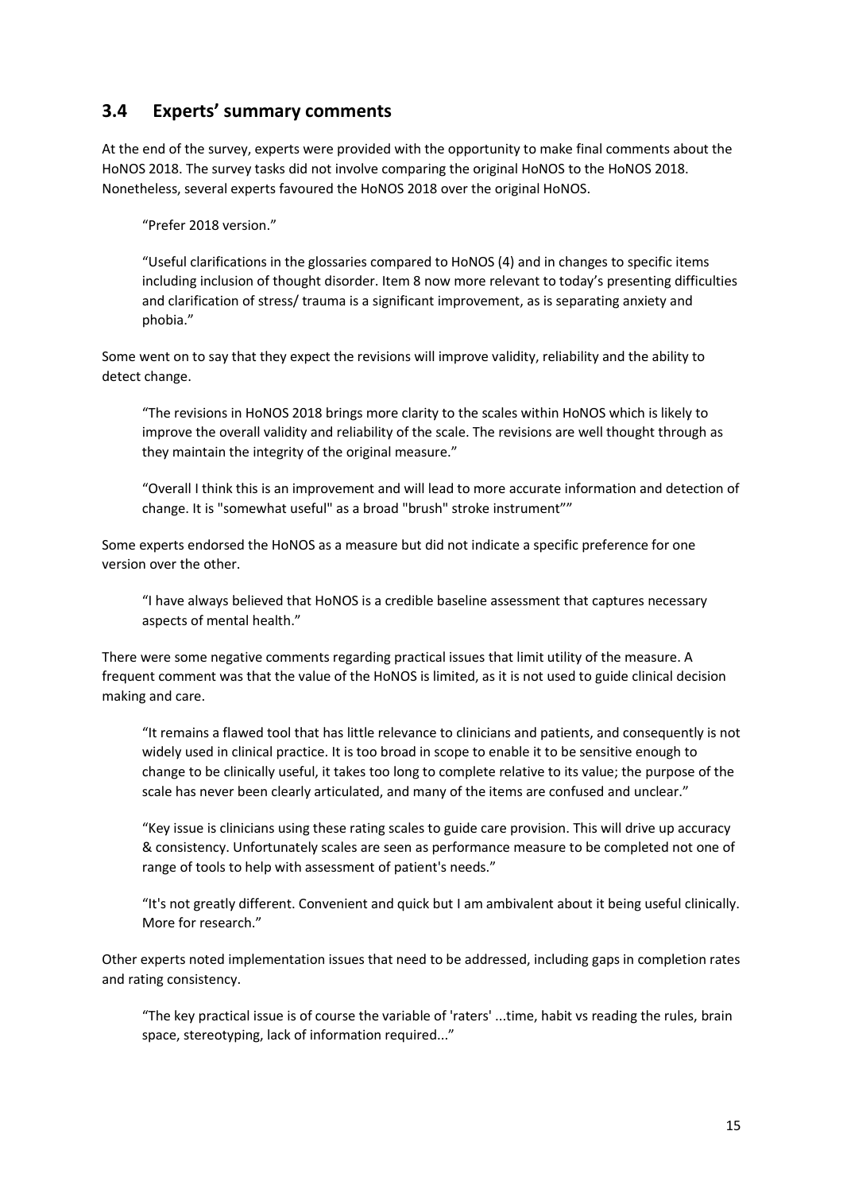## 3.4 Experts' summary comments

At the end of the survey, experts were provided with the opportunity to make final comments about the HoNOS 2018. The survey tasks did not involve comparing the original HoNOS to the HoNOS 2018. Nonetheless, several experts favoured the HoNOS 2018 over the original HoNOS.

> "Prefer 2018 version."

> "Useful clarifications in the glossaries compared to HoNOS (4) and in changes to specific items including inclusion of thought disorder. Item 8 now more relevant to today's presenting difficulties and clarification of stress/ trauma is a significant improvement, as is separating anxiety and phobia."

Some went on to say that they expect the revisions will improve validity, reliability and the ability to detect change.

> "The revisions in HoNOS 2018 brings more clarity to the scales within HoNOS which is likely to improve the overall validity and reliability of the scale. The revisions are well thought through as they maintain the integrity of the original measure."

> "Overall I think this is an improvement and will lead to more accurate information and detection of change. It is "somewhat useful" as a broad "brush" stroke instrument""

Some experts endorsed the HoNOS as a measure but did not indicate a specific preference for one version over the other.

> "I have always believed that HoNOS is a credible baseline assessment that captures necessary aspects of mental health."

There were some negative comments regarding practical issues that limit utility of the measure. A frequent comment was that the value of the HoNOS is limited, as it is not used to guide clinical decision making and care.

> "It remains a flawed tool that has little relevance to clinicians and patients, and consequently is not widely used in clinical practice. It is too broad in scope to enable it to be sensitive enough to change to be clinically useful, it takes too long to complete relative to its value; the purpose of the scale has never been clearly articulated, and many of the items are confused and unclear."

> "Key issue is clinicians using these rating scales to guide care provision. This will drive up accuracy & consistency. Unfortunately scales are seen as performance measure to be completed not one of range of tools to help with assessment of patient's needs."

> "It's not greatly different. Convenient and quick but I am ambivalent about it being useful clinically. More for research."

Other experts noted implementation issues that need to be addressed, including gaps in completion rates and rating consistency.

> "The key practical issue is of course the variable of 'raters' ...time, habit vs reading the rules, brain space, stereotyping, lack of information required..."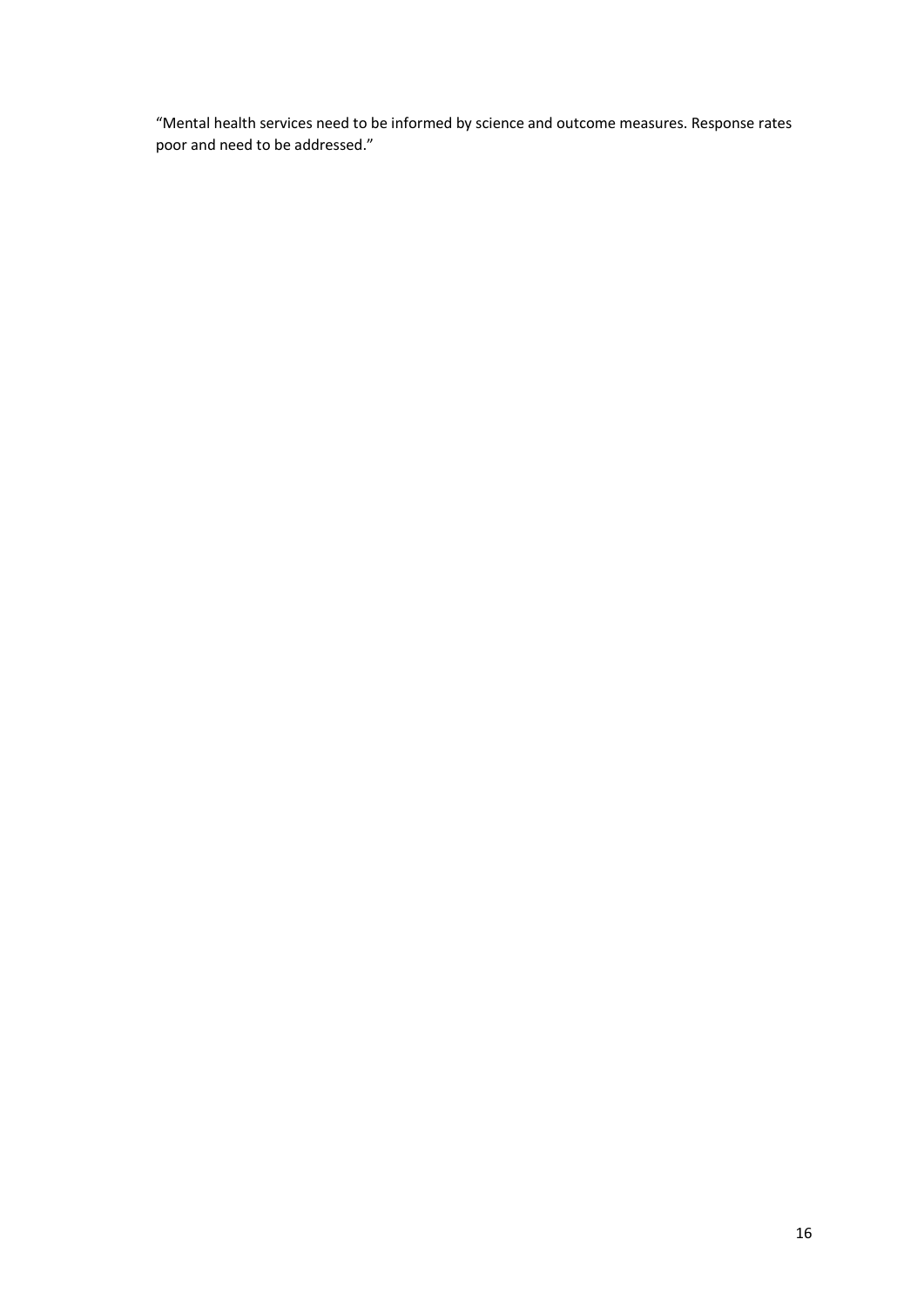"Mental health services need to be informed by science and outcome measures. Response rates poor and need to be addressed."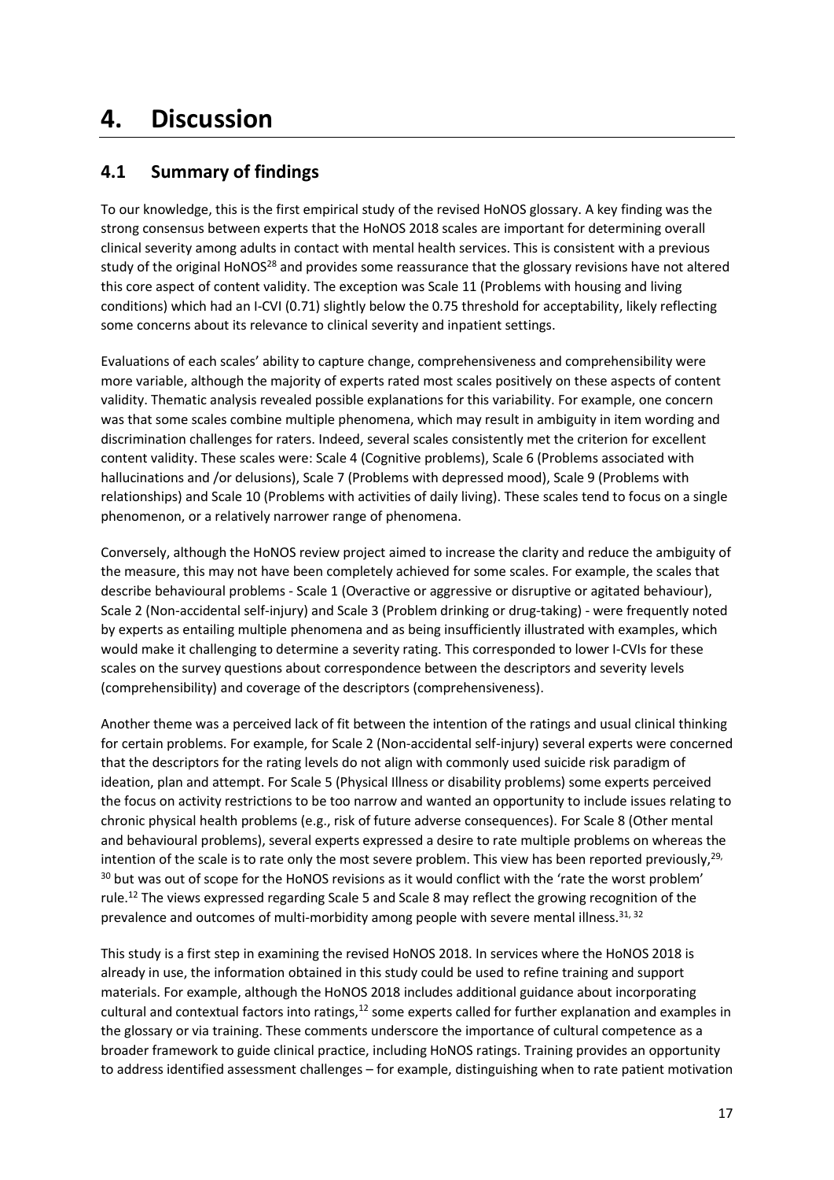# 4. Discussion

## 4.1 Summary of findings

To our knowledge, this is the first empirical study of the revised HoNOS glossary. A key finding was the strong consensus between experts that the HoNOS 2018 scales are important for determining overall clinical severity among adults in contact with mental health services. This is consistent with a previous study of the original HoNOS[28] and provides some reassurance that the glossary revisions have not altered this core aspect of content validity. The exception was Scale 11 (Problems with housing and living conditions) which had an I-CVI (0.71) slightly below the 0.75 threshold for acceptability, likely reflecting some concerns about its relevance to clinical severity and inpatient settings.

Evaluations of each scales' ability to capture change, comprehensiveness and comprehensibility were more variable, although the majority of experts rated most scales positively on these aspects of content validity. Thematic analysis revealed possible explanations for this variability. For example, one concern was that some scales combine multiple phenomena, which may result in ambiguity in item wording and discrimination challenges for raters. Indeed, several scales consistently met the criterion for excellent content validity. These scales were: Scale 4 (Cognitive problems), Scale 6 (Problems associated with hallucinations and /or delusions), Scale 7 (Problems with depressed mood), Scale 9 (Problems with relationships) and Scale 10 (Problems with activities of daily living). These scales tend to focus on a single phenomenon, or a relatively narrower range of phenomena.

Conversely, although the HoNOS review project aimed to increase the clarity and reduce the ambiguity of the measure, this may not have been completely achieved for some scales. For example, the scales that describe behavioural problems - Scale 1 (Overactive or aggressive or disruptive or agitated behaviour), Scale 2 (Non-accidental self-injury) and Scale 3 (Problem drinking or drug-taking) - were frequently noted by experts as entailing multiple phenomena and as being insufficiently illustrated with examples, which would make it challenging to determine a severity rating. This corresponded to lower I-CVIs for these scales on the survey questions about correspondence between the descriptors and severity levels (comprehensibility) and coverage of the descriptors (comprehensiveness).

Another theme was a perceived lack of fit between the intention of the ratings and usual clinical thinking for certain problems. For example, for Scale 2 (Non-accidental self-injury) several experts were concerned that the descriptors for the rating levels do not align with commonly used suicide risk paradigm of ideation, plan and attempt. For Scale 5 (Physical Illness or disability problems) some experts perceived the focus on activity restrictions to be too narrow and wanted an opportunity to include issues relating to chronic physical health problems (e.g., risk of future adverse consequences). For Scale 8 (Other mental and behavioural problems), several experts expressed a desire to rate multiple problems on whereas the intention of the scale is to rate only the most severe problem. This view has been reported previously,[29, 30] but was out of scope for the HoNOS revisions as it would conflict with the 'rate the worst problem' rule.[12] The views expressed regarding Scale 5 and Scale 8 may reflect the growing recognition of the prevalence and outcomes of multi-morbidity among people with severe mental illness.[31, 32]

This study is a first step in examining the revised HoNOS 2018. In services where the HoNOS 2018 is already in use, the information obtained in this study could be used to refine training and support materials. For example, although the HoNOS 2018 includes additional guidance about incorporating cultural and contextual factors into ratings,[12] some experts called for further explanation and examples in the glossary or via training. These comments underscore the importance of cultural competence as a broader framework to guide clinical practice, including HoNOS ratings. Training provides an opportunity to address identified assessment challenges – for example, distinguishing when to rate patient motivation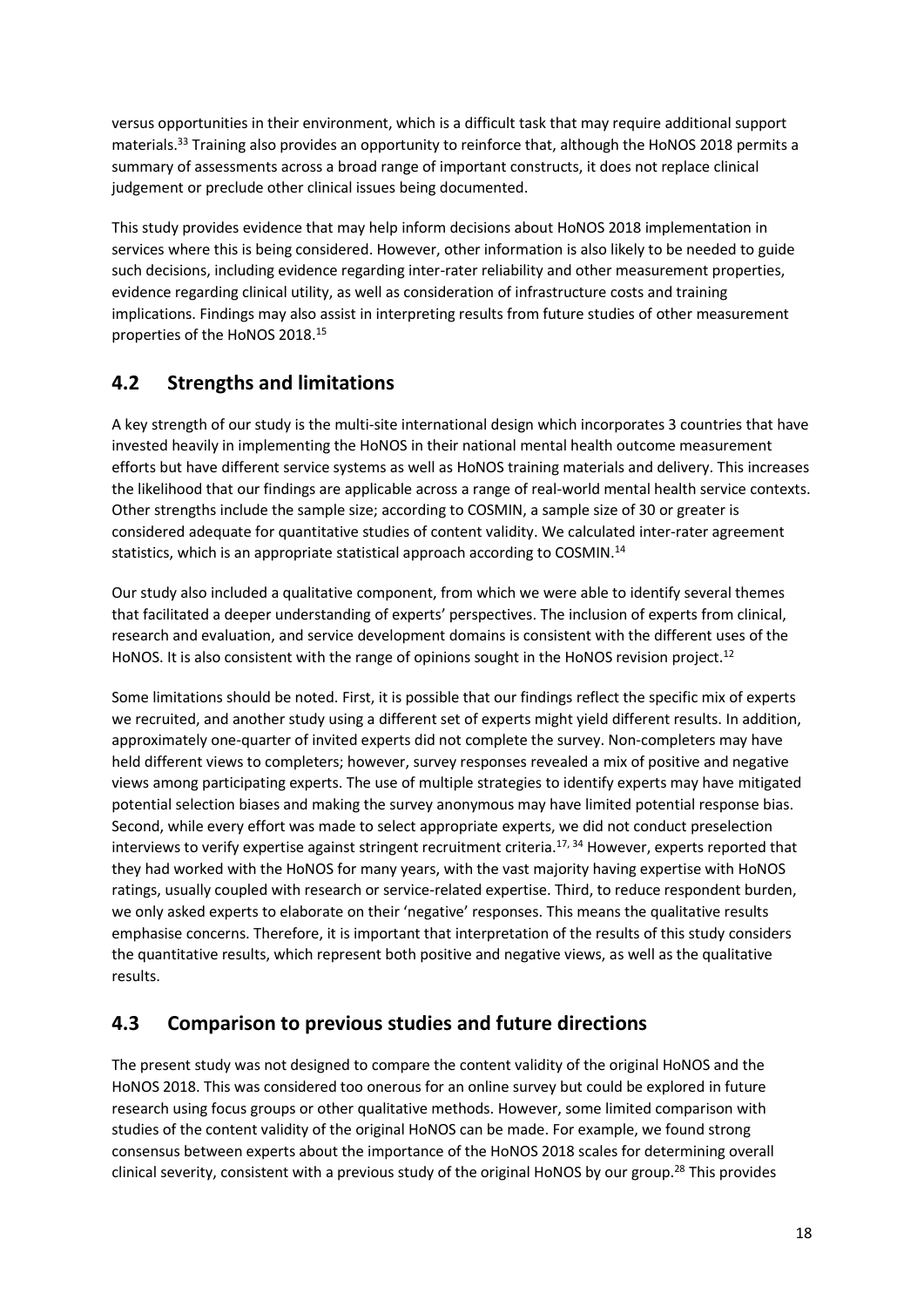versus opportunities in their environment, which is a difficult task that may require additional support materials.[33] Training also provides an opportunity to reinforce that, although the HoNOS 2018 permits a summary of assessments across a broad range of important constructs, it does not replace clinical judgement or preclude other clinical issues being documented.

This study provides evidence that may help inform decisions about HoNOS 2018 implementation in services where this is being considered. However, other information is also likely to be needed to guide such decisions, including evidence regarding inter-rater reliability and other measurement properties, evidence regarding clinical utility, as well as consideration of infrastructure costs and training implications. Findings may also assist in interpreting results from future studies of other measurement properties of the HoNOS 2018.[15]

## 4.2 Strengths and limitations

A key strength of our study is the multi-site international design which incorporates 3 countries that have invested heavily in implementing the HoNOS in their national mental health outcome measurement efforts but have different service systems as well as HoNOS training materials and delivery. This increases the likelihood that our findings are applicable across a range of real-world mental health service contexts. Other strengths include the sample size; according to COSMIN, a sample size of 30 or greater is considered adequate for quantitative studies of content validity. We calculated inter-rater agreement statistics, which is an appropriate statistical approach according to COSMIN.[14]

Our study also included a qualitative component, from which we were able to identify several themes that facilitated a deeper understanding of experts' perspectives. The inclusion of experts from clinical, research and evaluation, and service development domains is consistent with the different uses of the HoNOS. It is also consistent with the range of opinions sought in the HoNOS revision project.[12]

Some limitations should be noted. First, it is possible that our findings reflect the specific mix of experts we recruited, and another study using a different set of experts might yield different results. In addition, approximately one-quarter of invited experts did not complete the survey. Non-completers may have held different views to completers; however, survey responses revealed a mix of positive and negative views among participating experts. The use of multiple strategies to identify experts may have mitigated potential selection biases and making the survey anonymous may have limited potential response bias. Second, while every effort was made to select appropriate experts, we did not conduct preselection interviews to verify expertise against stringent recruitment criteria.[17, 34] However, experts reported that they had worked with the HoNOS for many years, with the vast majority having expertise with HoNOS ratings, usually coupled with research or service-related expertise. Third, to reduce respondent burden, we only asked experts to elaborate on their 'negative' responses. This means the qualitative results emphasise concerns. Therefore, it is important that interpretation of the results of this study considers the quantitative results, which represent both positive and negative views, as well as the qualitative results.

## 4.3 Comparison to previous studies and future directions

The present study was not designed to compare the content validity of the original HoNOS and the HoNOS 2018. This was considered too onerous for an online survey but could be explored in future research using focus groups or other qualitative methods. However, some limited comparison with studies of the content validity of the original HoNOS can be made. For example, we found strong consensus between experts about the importance of the HoNOS 2018 scales for determining overall clinical severity, consistent with a previous study of the original HoNOS by our group.[28] This provides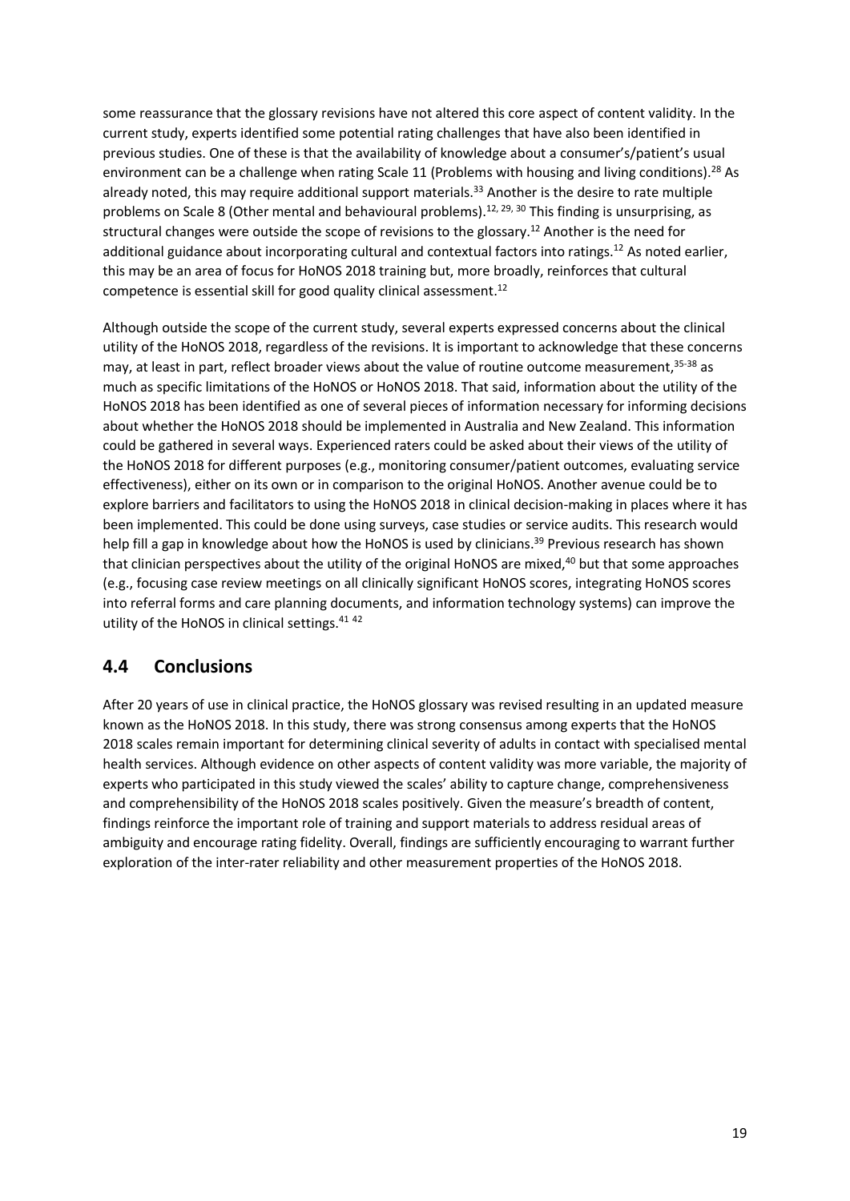some reassurance that the glossary revisions have not altered this core aspect of content validity. In the current study, experts identified some potential rating challenges that have also been identified in previous studies. One of these is that the availability of knowledge about a consumer's/patient's usual environment can be a challenge when rating Scale 11 (Problems with housing and living conditions).[28] As already noted, this may require additional support materials.[33] Another is the desire to rate multiple problems on Scale 8 (Other mental and behavioural problems).[12, 29, 30] This finding is unsurprising, as structural changes were outside the scope of revisions to the glossary.[12] Another is the need for additional guidance about incorporating cultural and contextual factors into ratings.[12] As noted earlier, this may be an area of focus for HoNOS 2018 training but, more broadly, reinforces that cultural competence is essential skill for good quality clinical assessment.[12]

Although outside the scope of the current study, several experts expressed concerns about the clinical utility of the HoNOS 2018, regardless of the revisions. It is important to acknowledge that these concerns may, at least in part, reflect broader views about the value of routine outcome measurement,[35-38] as much as specific limitations of the HoNOS or HoNOS 2018. That said, information about the utility of the HoNOS 2018 has been identified as one of several pieces of information necessary for informing decisions about whether the HoNOS 2018 should be implemented in Australia and New Zealand. This information could be gathered in several ways. Experienced raters could be asked about their views of the utility of the HoNOS 2018 for different purposes (e.g., monitoring consumer/patient outcomes, evaluating service effectiveness), either on its own or in comparison to the original HoNOS. Another avenue could be to explore barriers and facilitators to using the HoNOS 2018 in clinical decision-making in places where it has been implemented. This could be done using surveys, case studies or service audits. This research would help fill a gap in knowledge about how the HoNOS is used by clinicians.[39] Previous research has shown that clinician perspectives about the utility of the original HoNOS are mixed,[40] but that some approaches (e.g., focusing case review meetings on all clinically significant HoNOS scores, integrating HoNOS scores into referral forms and care planning documents, and information technology systems) can improve the utility of the HoNOS in clinical settings.[41 42]

## 4.4 Conclusions

After 20 years of use in clinical practice, the HoNOS glossary was revised resulting in an updated measure known as the HoNOS 2018. In this study, there was strong consensus among experts that the HoNOS 2018 scales remain important for determining clinical severity of adults in contact with specialised mental health services. Although evidence on other aspects of content validity was more variable, the majority of experts who participated in this study viewed the scales' ability to capture change, comprehensiveness and comprehensibility of the HoNOS 2018 scales positively. Given the measure's breadth of content, findings reinforce the important role of training and support materials to address residual areas of ambiguity and encourage rating fidelity. Overall, findings are sufficiently encouraging to warrant further exploration of the inter-rater reliability and other measurement properties of the HoNOS 2018.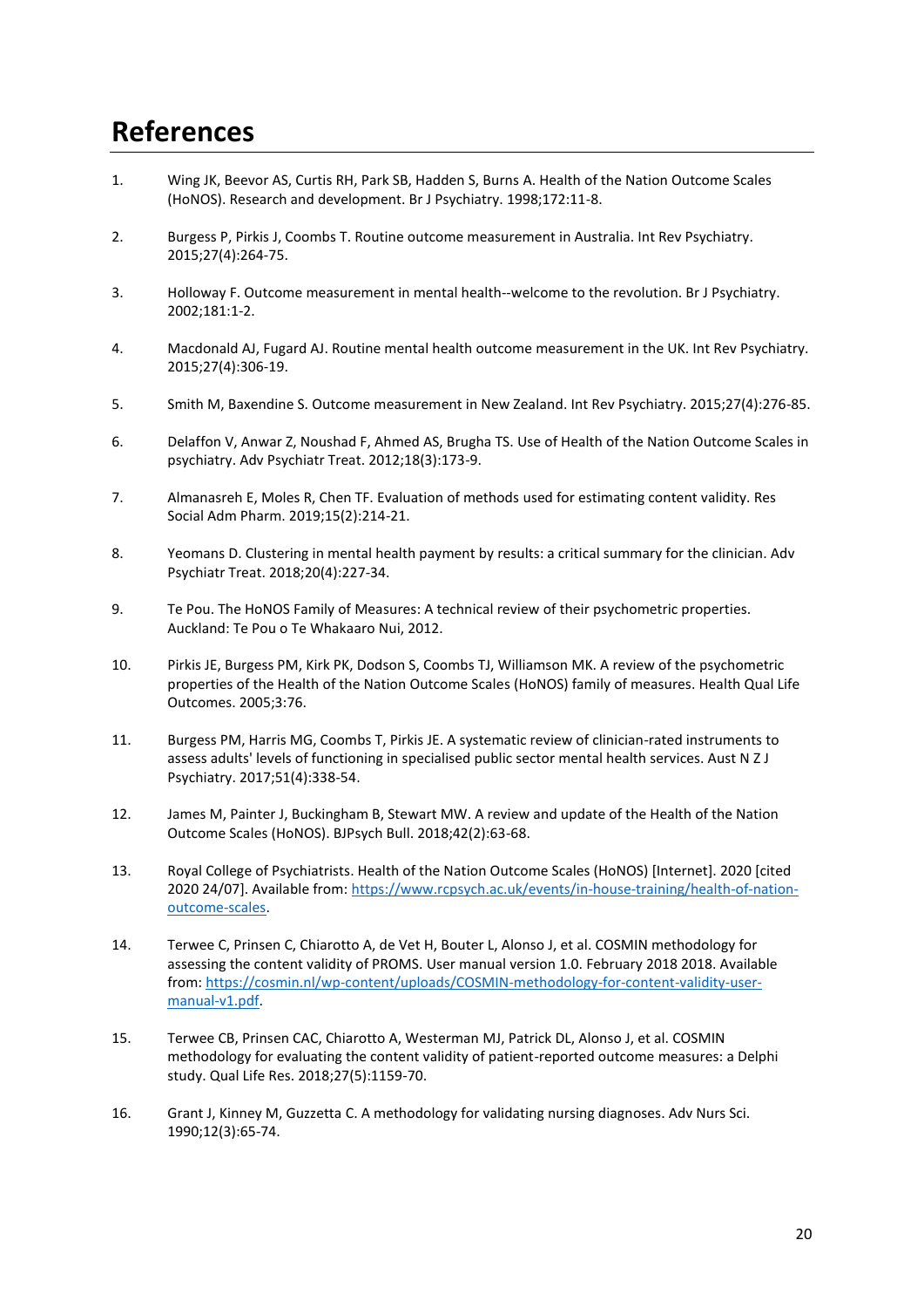# References

1. Wing JK, Beevor AS, Curtis RH, Park SB, Hadden S, Burns A. Health of the Nation Outcome Scales (HoNOS). Research and development. Br J Psychiatry. 1998;172:11-8.

2. Burgess P, Pirkis J, Coombs T. Routine outcome measurement in Australia. Int Rev Psychiatry. 2015;27(4):264-75.

3. Holloway F. Outcome measurement in mental health--welcome to the revolution. Br J Psychiatry. 2002;181:1-2.

4. Macdonald AJ, Fugard AJ. Routine mental health outcome measurement in the UK. Int Rev Psychiatry. 2015;27(4):306-19.

5. Smith M, Baxendine S. Outcome measurement in New Zealand. Int Rev Psychiatry. 2015;27(4):276-85.

6. Delaffon V, Anwar Z, Noushad F, Ahmed AS, Brugha TS. Use of Health of the Nation Outcome Scales in psychiatry. Adv Psychiatr Treat. 2012;18(3):173-9.

7. Almanasreh E, Moles R, Chen TF. Evaluation of methods used for estimating content validity. Res Social Adm Pharm. 2019;15(2):214-21.

8. Yeomans D. Clustering in mental health payment by results: a critical summary for the clinician. Adv Psychiatr Treat. 2018;20(4):227-34.

9. Te Pou. The HoNOS Family of Measures: A technical review of their psychometric properties. Auckland: Te Pou o Te Whakaaro Nui, 2012.

10. Pirkis JE, Burgess PM, Kirk PK, Dodson S, Coombs TJ, Williamson MK. A review of the psychometric properties of the Health of the Nation Outcome Scales (HoNOS) family of measures. Health Qual Life Outcomes. 2005;3:76.

11. Burgess PM, Harris MG, Coombs T, Pirkis JE. A systematic review of clinician-rated instruments to assess adults' levels of functioning in specialised public sector mental health services. Aust N Z J Psychiatry. 2017;51(4):338-54.

12. James M, Painter J, Buckingham B, Stewart MW. A review and update of the Health of the Nation Outcome Scales (HoNOS). BJPsych Bull. 2018;42(2):63-68.

13. Royal College of Psychiatrists. Health of the Nation Outcome Scales (HoNOS) [Internet]. 2020 [cited 2020 24/07]. Available from: https://www.rcpsych.ac.uk/events/in-house-training/health-of-nation-outcome-scales.

14. Terwee C, Prinsen C, Chiarotto A, de Vet H, Bouter L, Alonso J, et al. COSMIN methodology for assessing the content validity of PROMS. User manual version 1.0. February 2018 2018. Available from: https://cosmin.nl/wp-content/uploads/COSMIN-methodology-for-content-validity-user-manual-v1.pdf.

15. Terwee CB, Prinsen CAC, Chiarotto A, Westerman MJ, Patrick DL, Alonso J, et al. COSMIN methodology for evaluating the content validity of patient-reported outcome measures: a Delphi study. Qual Life Res. 2018;27(5):1159-70.

16. Grant J, Kinney M, Guzzetta C. A methodology for validating nursing diagnoses. Adv Nurs Sci. 1990;12(3):65-74.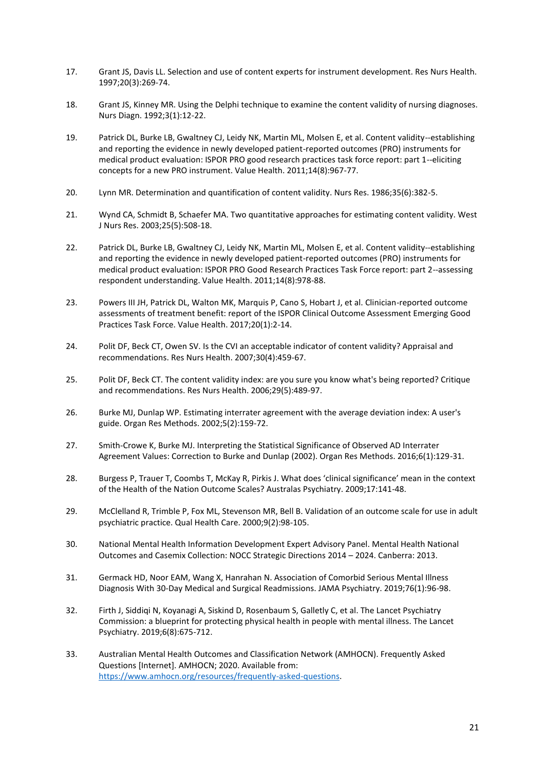17. Grant JS, Davis LL. Selection and use of content experts for instrument development. Res Nurs Health. 1997;20(3):269-74.

18. Grant JS, Kinney MR. Using the Delphi technique to examine the content validity of nursing diagnoses. Nurs Diagn. 1992;3(1):12-22.

19. Patrick DL, Burke LB, Gwaltney CJ, Leidy NK, Martin ML, Molsen E, et al. Content validity--establishing and reporting the evidence in newly developed patient-reported outcomes (PRO) instruments for medical product evaluation: ISPOR PRO good research practices task force report: part 1--eliciting concepts for a new PRO instrument. Value Health. 2011;14(8):967-77.

20. Lynn MR. Determination and quantification of content validity. Nurs Res. 1986;35(6):382-5.

21. Wynd CA, Schmidt B, Schaefer MA. Two quantitative approaches for estimating content validity. West J Nurs Res. 2003;25(5):508-18.

22. Patrick DL, Burke LB, Gwaltney CJ, Leidy NK, Martin ML, Molsen E, et al. Content validity--establishing and reporting the evidence in newly developed patient-reported outcomes (PRO) instruments for medical product evaluation: ISPOR PRO Good Research Practices Task Force report: part 2--assessing respondent understanding. Value Health. 2011;14(8):978-88.

23. Powers III JH, Patrick DL, Walton MK, Marquis P, Cano S, Hobart J, et al. Clinician-reported outcome assessments of treatment benefit: report of the ISPOR Clinical Outcome Assessment Emerging Good Practices Task Force. Value Health. 2017;20(1):2-14.

24. Polit DF, Beck CT, Owen SV. Is the CVI an acceptable indicator of content validity? Appraisal and recommendations. Res Nurs Health. 2007;30(4):459-67.

25. Polit DF, Beck CT. The content validity index: are you sure you know what's being reported? Critique and recommendations. Res Nurs Health. 2006;29(5):489-97.

26. Burke MJ, Dunlap WP. Estimating interrater agreement with the average deviation index: A user's guide. Organ Res Methods. 2002;5(2):159-72.

27. Smith-Crowe K, Burke MJ. Interpreting the Statistical Significance of Observed AD Interrater Agreement Values: Correction to Burke and Dunlap (2002). Organ Res Methods. 2016;6(1):129-31.

28. Burgess P, Trauer T, Coombs T, McKay R, Pirkis J. What does 'clinical significance' mean in the context of the Health of the Nation Outcome Scales? Australas Psychiatry. 2009;17:141-48.

29. McClelland R, Trimble P, Fox ML, Stevenson MR, Bell B. Validation of an outcome scale for use in adult psychiatric practice. Qual Health Care. 2000;9(2):98-105.

30. National Mental Health Information Development Expert Advisory Panel. Mental Health National Outcomes and Casemix Collection: NOCC Strategic Directions 2014 – 2024. Canberra: 2013.

31. Germack HD, Noor EAM, Wang X, Hanrahan N. Association of Comorbid Serious Mental Illness Diagnosis With 30-Day Medical and Surgical Readmissions. JAMA Psychiatry. 2019;76(1):96-98.

32. Firth J, Siddiqi N, Koyanagi A, Siskind D, Rosenbaum S, Galletly C, et al. The Lancet Psychiatry Commission: a blueprint for protecting physical health in people with mental illness. The Lancet Psychiatry. 2019;6(8):675-712.

33. Australian Mental Health Outcomes and Classification Network (AMHOCN). Frequently Asked Questions [Internet]. AMHOCN; 2020. Available from: https://www.amhocn.org/resources/frequently-asked-questions.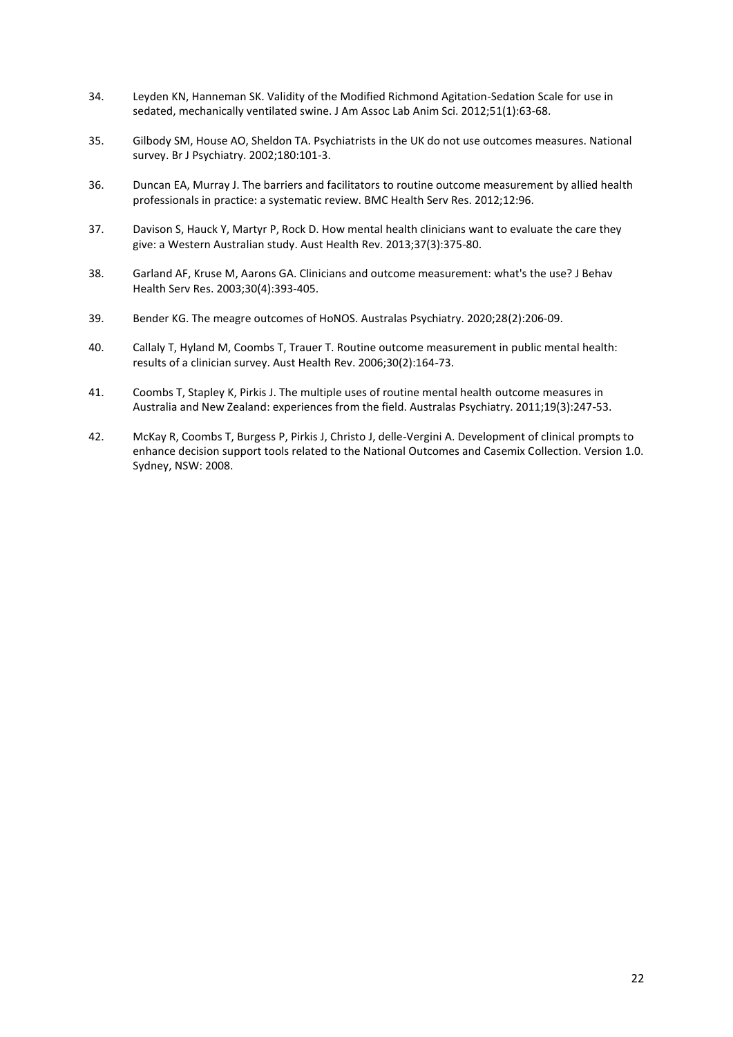34. Leyden KN, Hanneman SK. Validity of the Modified Richmond Agitation-Sedation Scale for use in sedated, mechanically ventilated swine. J Am Assoc Lab Anim Sci. 2012;51(1):63-68.

35. Gilbody SM, House AO, Sheldon TA. Psychiatrists in the UK do not use outcomes measures. National survey. Br J Psychiatry. 2002;180:101-3.

36. Duncan EA, Murray J. The barriers and facilitators to routine outcome measurement by allied health professionals in practice: a systematic review. BMC Health Serv Res. 2012;12:96.

37. Davison S, Hauck Y, Martyr P, Rock D. How mental health clinicians want to evaluate the care they give: a Western Australian study. Aust Health Rev. 2013;37(3):375-80.

38. Garland AF, Kruse M, Aarons GA. Clinicians and outcome measurement: what's the use? J Behav Health Serv Res. 2003;30(4):393-405.

39. Bender KG. The meagre outcomes of HoNOS. Australas Psychiatry. 2020;28(2):206-09.

40. Callaly T, Hyland M, Coombs T, Trauer T. Routine outcome measurement in public mental health: results of a clinician survey. Aust Health Rev. 2006;30(2):164-73.

41. Coombs T, Stapley K, Pirkis J. The multiple uses of routine mental health outcome measures in Australia and New Zealand: experiences from the field. Australas Psychiatry. 2011;19(3):247-53.

42. McKay R, Coombs T, Burgess P, Pirkis J, Christo J, delle-Vergini A. Development of clinical prompts to enhance decision support tools related to the National Outcomes and Casemix Collection. Version 1.0. Sydney, NSW: 2008.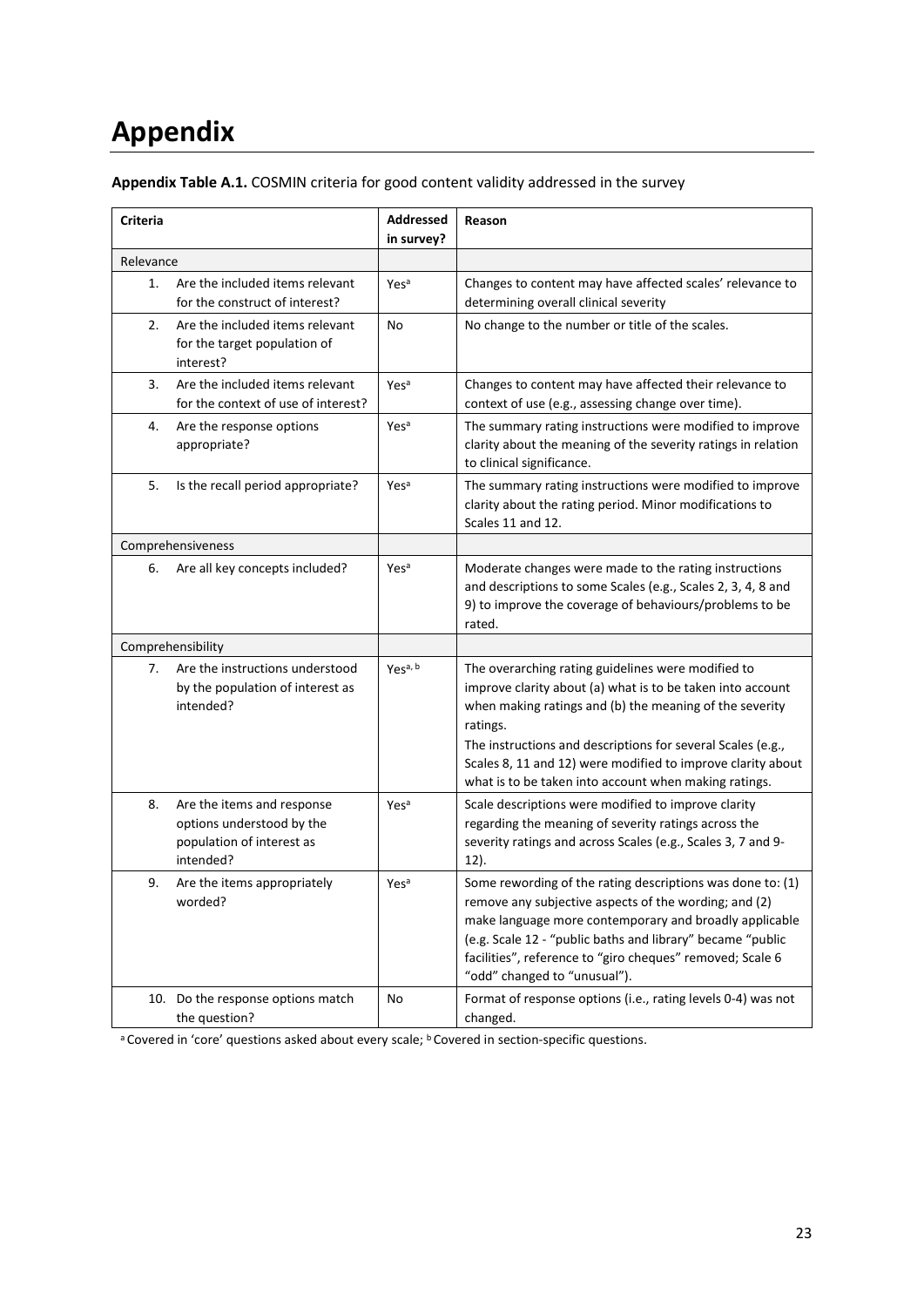# Appendix

**Appendix Table A.1.** COSMIN criteria for good content validity addressed in the survey

| Criteria | Addressed in survey? | Reason |
|---|---|---|
| Relevance | | |
| 1. Are the included items relevant for the construct of interest? | Yes[a] | Changes to content may have affected scales' relevance to determining overall clinical severity |
| 2. Are the included items relevant for the target population of interest? | No | No change to the number or title of the scales. |
| 3. Are the included items relevant for the context of use of interest? | Yes[a] | Changes to content may have affected their relevance to context of use (e.g., assessing change over time). |
| 4. Are the response options appropriate? | Yes[a] | The summary rating instructions were modified to improve clarity about the meaning of the severity ratings in relation to clinical significance. |
| 5. Is the recall period appropriate? | Yes[a] | The summary rating instructions were modified to improve clarity about the rating period. Minor modifications to Scales 11 and 12. |
| Comprehensiveness | | |
| 6. Are all key concepts included? | Yes[a] | Moderate changes were made to the rating instructions and descriptions to some Scales (e.g., Scales 2, 3, 4, 8 and 9) to improve the coverage of behaviours/problems to be rated. |
| Comprehensibility | | |
| 7. Are the instructions understood by the population of interest as intended? | Yes[a, b] | The overarching rating guidelines were modified to improve clarity about (a) what is to be taken into account when making ratings and (b) the meaning of the severity ratings.<br>The instructions and descriptions for several Scales (e.g., Scales 8, 11 and 12) were modified to improve clarity about what is to be taken into account when making ratings. |
| 8. Are the items and response options understood by the population of interest as intended? | Yes[a] | Scale descriptions were modified to improve clarity regarding the meaning of severity ratings across the severity ratings and across Scales (e.g., Scales 3, 7 and 9-12). |
| 9. Are the items appropriately worded? | Yes[a] | Some rewording of the rating descriptions was done to: (1) remove any subjective aspects of the wording; and (2) make language more contemporary and broadly applicable (e.g. Scale 12 - "public baths and library" became "public facilities", reference to "giro cheques" removed; Scale 6 "odd" changed to "unusual"). |
| 10. Do the response options match the question? | No | Format of response options (i.e., rating levels 0-4) was not changed. |

[a] Covered in 'core' questions asked about every scale; [b] Covered in section-specific questions.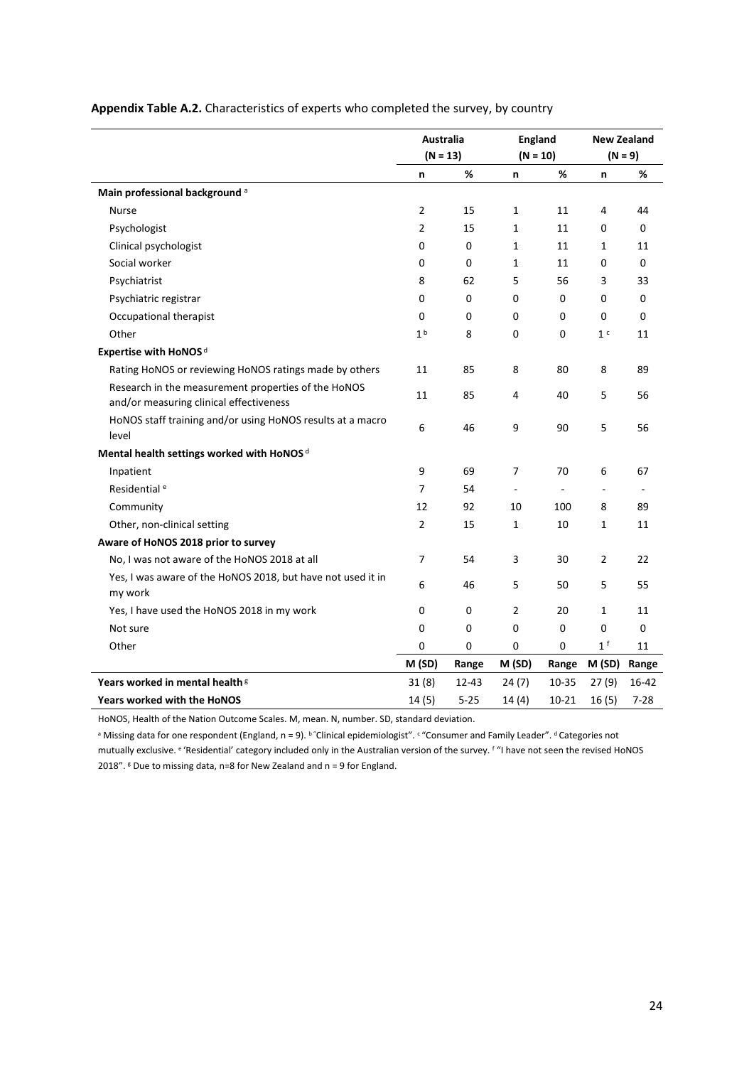**Appendix Table A.2.** Characteristics of experts who completed the survey, by country

| | Australia (N = 13) | | England (N = 10) | | New Zealand (N = 9) | |
|---|---|---|---|---|---|---|
| | n | % | n | % | n | % |
| **Main professional background** [a] | | | | | | |
| Nurse | 2 | 15 | 1 | 11 | 4 | 44 |
| Psychologist | 2 | 15 | 1 | 11 | 0 | 0 |
| Clinical psychologist | 0 | 0 | 1 | 11 | 1 | 11 |
| Social worker | 0 | 0 | 1 | 11 | 0 | 0 |
| Psychiatrist | 8 | 62 | 5 | 56 | 3 | 33 |
| Psychiatric registrar | 0 | 0 | 0 | 0 | 0 | 0 |
| Occupational therapist | 0 | 0 | 0 | 0 | 0 | 0 |
| Other | 1 [b] | 8 | 0 | 0 | 1 [c] | 11 |
| **Expertise with HoNOS** [d] | | | | | | |
| Rating HoNOS or reviewing HoNOS ratings made by others | 11 | 85 | 8 | 80 | 8 | 89 |
| Research in the measurement properties of the HoNOS and/or measuring clinical effectiveness | 11 | 85 | 4 | 40 | 5 | 56 |
| HoNOS staff training and/or using HoNOS results at a macro level | 6 | 46 | 9 | 90 | 5 | 56 |
| **Mental health settings worked with HoNOS** [d] | | | | | | |
| Inpatient | 9 | 69 | 7 | 70 | 6 | 67 |
| Residential [e] | 7 | 54 | - | - | - | - |
| Community | 12 | 92 | 10 | 100 | 8 | 89 |
| Other, non-clinical setting | 2 | 15 | 1 | 10 | 1 | 11 |
| **Aware of HoNOS 2018 prior to survey** | | | | | | |
| No, I was not aware of the HoNOS 2018 at all | 7 | 54 | 3 | 30 | 2 | 22 |
| Yes, I was aware of the HoNOS 2018, but have not used it in my work | 6 | 46 | 5 | 50 | 5 | 55 |
| Yes, I have used the HoNOS 2018 in my work | 0 | 0 | 2 | 20 | 1 | 11 |
| Not sure | 0 | 0 | 0 | 0 | 0 | 0 |
| Other | 0 | 0 | 0 | 0 | 1 [f] | 11 |
| | M (SD) | Range | M (SD) | Range | M (SD) | Range |
| **Years worked in mental health** [g] | 31 (8) | 12-43 | 24 (7) | 10-35 | 27 (9) | 16-42 |
| **Years worked with the HoNOS** | 14 (5) | 5-25 | 14 (4) | 10-21 | 16 (5) | 7-28 |

HoNOS, Health of the Nation Outcome Scales. M, mean. N, number. SD, standard deviation.

[a] Missing data for one respondent (England, n = 9). [b] "Clinical epidemiologist". [c] "Consumer and Family Leader". [d] Categories not mutually exclusive. [e] 'Residential' category included only in the Australian version of the survey. [f] "I have not seen the revised HoNOS 2018". [g] Due to missing data, n=8 for New Zealand and n = 9 for England.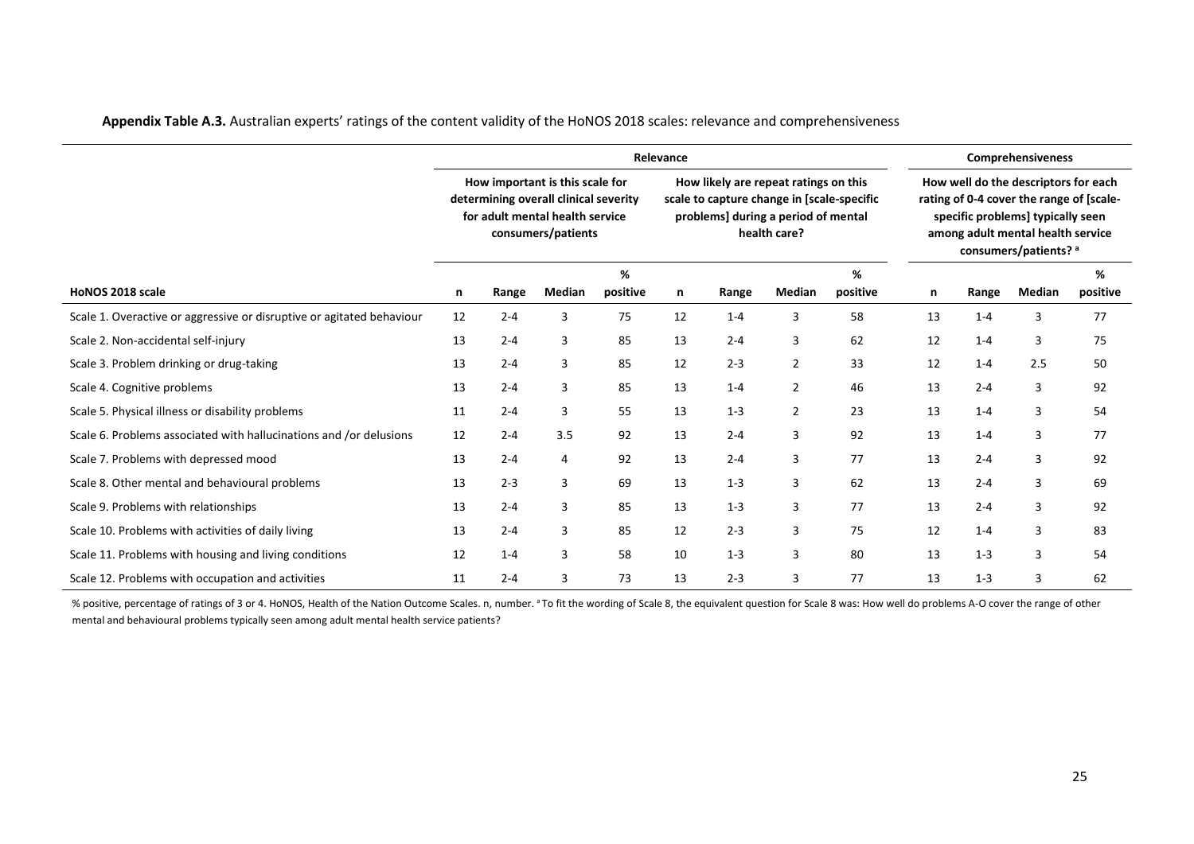**Appendix Table A.3.** Australian experts' ratings of the content validity of the HoNOS 2018 scales: relevance and comprehensiveness

| | Relevance | | | | | | | | Comprehensiveness | | | |
|---|---|---|---|---|---|---|---|---|---|---|---|---|
| | How important is this scale for determining overall clinical severity for adult mental health service consumers/patients | | | | How likely are repeat ratings on this scale to capture change in [scale-specific problems] during a period of mental health care? | | | | How well do the descriptors for each rating of 0-4 cover the range of [scale-specific problems] typically seen among adult mental health service consumers/patients? [a] | | | |
| HoNOS 2018 scale | n | Range | Median | % positive | n | Range | Median | % positive | n | Range | Median | % positive |
| Scale 1. Overactive or aggressive or disruptive or agitated behaviour | 12 | 2-4 | 3 | 75 | 12 | 1-4 | 3 | 58 | 13 | 1-4 | 3 | 77 |
| Scale 2. Non-accidental self-injury | 13 | 2-4 | 3 | 85 | 13 | 2-4 | 3 | 62 | 12 | 1-4 | 3 | 75 |
| Scale 3. Problem drinking or drug-taking | 13 | 2-4 | 3 | 85 | 12 | 2-3 | 2 | 33 | 12 | 1-4 | 2.5 | 50 |
| Scale 4. Cognitive problems | 13 | 2-4 | 3 | 85 | 13 | 1-4 | 2 | 46 | 13 | 2-4 | 3 | 92 |
| Scale 5. Physical illness or disability problems | 11 | 2-4 | 3 | 55 | 13 | 1-3 | 2 | 23 | 13 | 1-4 | 3 | 54 |
| Scale 6. Problems associated with hallucinations and /or delusions | 12 | 2-4 | 3.5 | 92 | 13 | 2-4 | 3 | 92 | 13 | 1-4 | 3 | 77 |
| Scale 7. Problems with depressed mood | 13 | 2-4 | 4 | 92 | 13 | 2-4 | 3 | 77 | 13 | 2-4 | 3 | 92 |
| Scale 8. Other mental and behavioural problems | 13 | 2-3 | 3 | 69 | 13 | 1-3 | 3 | 62 | 13 | 2-4 | 3 | 69 |
| Scale 9. Problems with relationships | 13 | 2-4 | 3 | 85 | 13 | 1-3 | 3 | 77 | 13 | 2-4 | 3 | 92 |
| Scale 10. Problems with activities of daily living | 13 | 2-4 | 3 | 85 | 12 | 2-3 | 3 | 75 | 12 | 1-4 | 3 | 83 |
| Scale 11. Problems with housing and living conditions | 12 | 1-4 | 3 | 58 | 10 | 1-3 | 3 | 80 | 13 | 1-3 | 3 | 54 |
| Scale 12. Problems with occupation and activities | 11 | 2-4 | 3 | 73 | 13 | 2-3 | 3 | 77 | 13 | 1-3 | 3 | 62 |

% positive, percentage of ratings of 3 or 4. HoNOS, Health of the Nation Outcome Scales. n, number. [a] To fit the wording of Scale 8, the equivalent question for Scale 8 was: How well do problems A-O cover the range of other mental and behavioural problems typically seen among adult mental health service patients?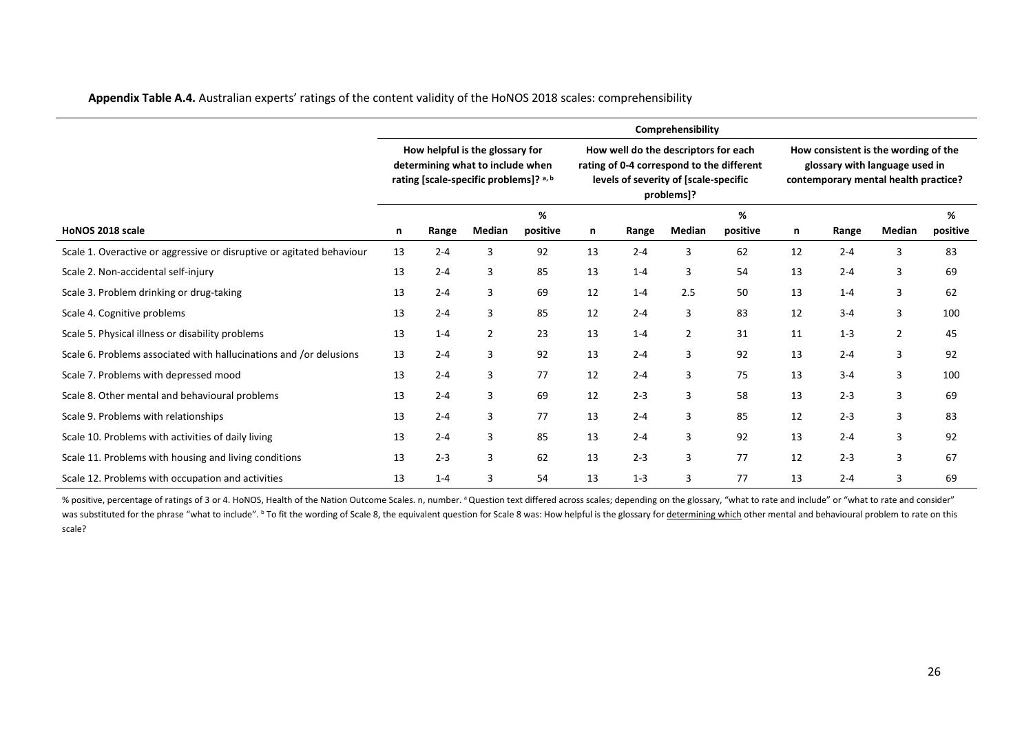**Appendix Table A.4.** Australian experts' ratings of the content validity of the HoNOS 2018 scales: comprehensibility

| | Comprehensibility | | | | | | | | | | | |
|---|---|---|---|---|---|---|---|---|---|---|---|---|
| | How helpful is the glossary for determining what to include when rating [scale-specific problems]? [a, b] | | | | How well do the descriptors for each rating of 0-4 correspond to the different levels of severity of [scale-specific problems]? | | | | How consistent is the wording of the glossary with language used in contemporary mental health practice? | | | |
| HoNOS 2018 scale | n | Range | Median | % positive | n | Range | Median | % positive | n | Range | Median | % positive |
| Scale 1. Overactive or aggressive or disruptive or agitated behaviour | 13 | 2-4 | 3 | 92 | 13 | 2-4 | 3 | 62 | 12 | 2-4 | 3 | 83 |
| Scale 2. Non-accidental self-injury | 13 | 2-4 | 3 | 85 | 13 | 1-4 | 3 | 54 | 13 | 2-4 | 3 | 69 |
| Scale 3. Problem drinking or drug-taking | 13 | 2-4 | 3 | 69 | 12 | 1-4 | 2.5 | 50 | 13 | 1-4 | 3 | 62 |
| Scale 4. Cognitive problems | 13 | 2-4 | 3 | 85 | 12 | 2-4 | 3 | 83 | 12 | 3-4 | 3 | 100 |
| Scale 5. Physical illness or disability problems | 13 | 1-4 | 2 | 23 | 13 | 1-4 | 2 | 31 | 11 | 1-3 | 2 | 45 |
| Scale 6. Problems associated with hallucinations and /or delusions | 13 | 2-4 | 3 | 92 | 13 | 2-4 | 3 | 92 | 13 | 2-4 | 3 | 92 |
| Scale 7. Problems with depressed mood | 13 | 2-4 | 3 | 77 | 12 | 2-4 | 3 | 75 | 13 | 3-4 | 3 | 100 |
| Scale 8. Other mental and behavioural problems | 13 | 2-4 | 3 | 69 | 12 | 2-3 | 3 | 58 | 13 | 2-3 | 3 | 69 |
| Scale 9. Problems with relationships | 13 | 2-4 | 3 | 77 | 13 | 2-4 | 3 | 85 | 12 | 2-3 | 3 | 83 |
| Scale 10. Problems with activities of daily living | 13 | 2-4 | 3 | 85 | 13 | 2-4 | 3 | 92 | 13 | 2-4 | 3 | 92 |
| Scale 11. Problems with housing and living conditions | 13 | 2-3 | 3 | 62 | 13 | 2-3 | 3 | 77 | 12 | 2-3 | 3 | 67 |
| Scale 12. Problems with occupation and activities | 13 | 1-4 | 3 | 54 | 13 | 1-3 | 3 | 77 | 13 | 2-4 | 3 | 69 |

% positive, percentage of ratings of 3 or 4. HoNOS, Health of the Nation Outcome Scales. n, number. [a] Question text differed across scales; depending on the glossary, "what to rate and include" or "what to rate and consider" was substituted for the phrase "what to include". [b] To fit the wording of Scale 8, the equivalent question for Scale 8 was: How helpful is the glossary for determining which other mental and behavioural problem to rate on this scale?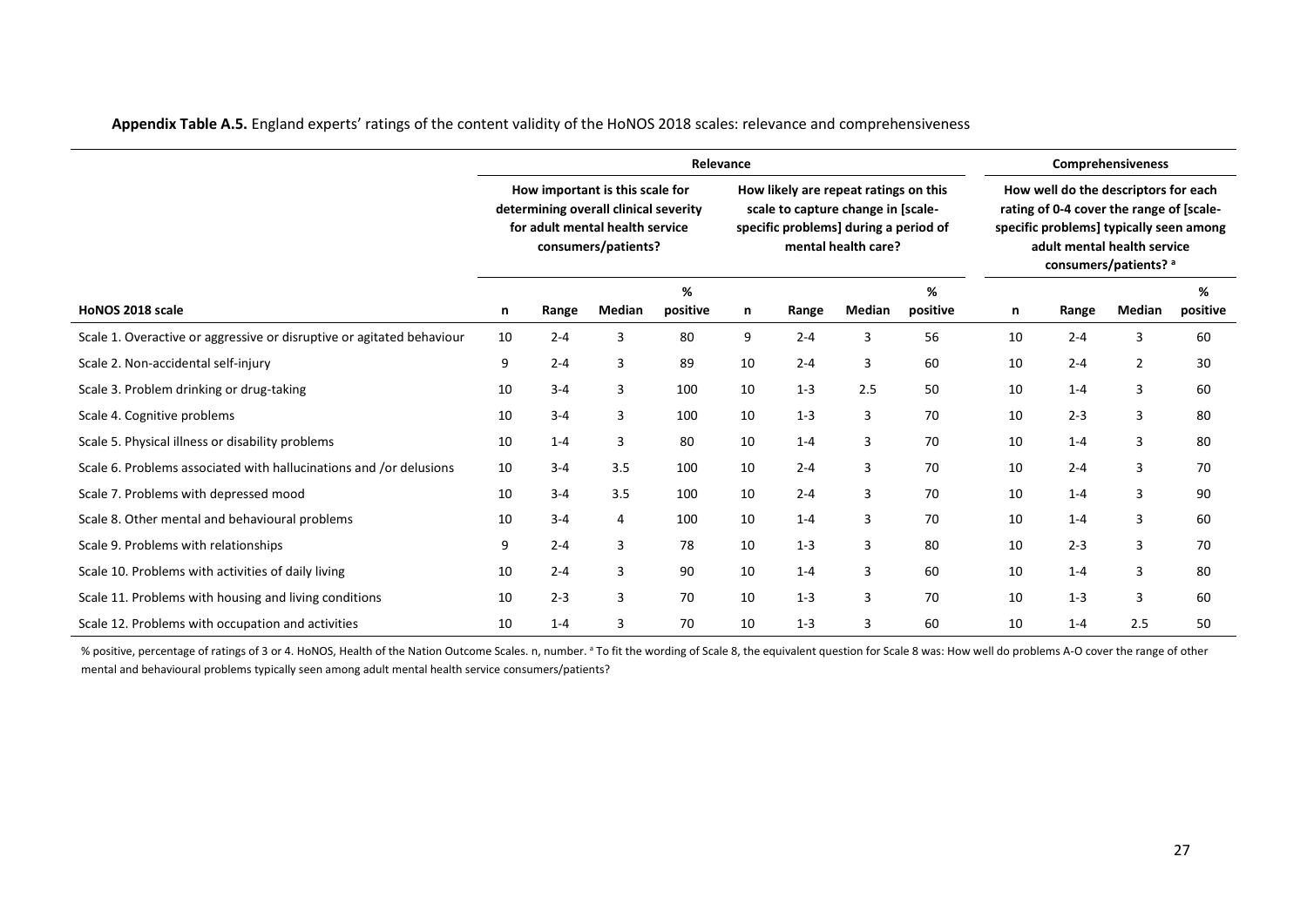**Appendix Table A.5.** England experts' ratings of the content validity of the HoNOS 2018 scales: relevance and comprehensiveness

| | Relevance | | | | | | | | Comprehensiveness | | | |
|---|---|---|---|---|---|---|---|---|---|---|---|---|
| | How important is this scale for determining overall clinical severity for adult mental health service consumers/patients? | | | | How likely are repeat ratings on this scale to capture change in [scale-specific problems] during a period of mental health care? | | | | How well do the descriptors for each rating of 0-4 cover the range of [scale-specific problems] typically seen among adult mental health service consumers/patients? [a] | | | |
| HoNOS 2018 scale | n | Range | Median | % positive | n | Range | Median | % positive | n | Range | Median | % positive |
| Scale 1. Overactive or aggressive or disruptive or agitated behaviour | 10 | 2-4 | 3 | 80 | 9 | 2-4 | 3 | 56 | 10 | 2-4 | 3 | 60 |
| Scale 2. Non-accidental self-injury | 9 | 2-4 | 3 | 89 | 10 | 2-4 | 3 | 60 | 10 | 2-4 | 2 | 30 |
| Scale 3. Problem drinking or drug-taking | 10 | 3-4 | 3 | 100 | 10 | 1-3 | 2.5 | 50 | 10 | 1-4 | 3 | 60 |
| Scale 4. Cognitive problems | 10 | 3-4 | 3 | 100 | 10 | 1-3 | 3 | 70 | 10 | 2-3 | 3 | 80 |
| Scale 5. Physical illness or disability problems | 10 | 1-4 | 3 | 80 | 10 | 1-4 | 3 | 70 | 10 | 1-4 | 3 | 80 |
| Scale 6. Problems associated with hallucinations and /or delusions | 10 | 3-4 | 3.5 | 100 | 10 | 2-4 | 3 | 70 | 10 | 2-4 | 3 | 70 |
| Scale 7. Problems with depressed mood | 10 | 3-4 | 3.5 | 100 | 10 | 2-4 | 3 | 70 | 10 | 1-4 | 3 | 90 |
| Scale 8. Other mental and behavioural problems | 10 | 3-4 | 4 | 100 | 10 | 1-4 | 3 | 70 | 10 | 1-4 | 3 | 60 |
| Scale 9. Problems with relationships | 9 | 2-4 | 3 | 78 | 10 | 1-3 | 3 | 80 | 10 | 2-3 | 3 | 70 |
| Scale 10. Problems with activities of daily living | 10 | 2-4 | 3 | 90 | 10 | 1-4 | 3 | 60 | 10 | 1-4 | 3 | 80 |
| Scale 11. Problems with housing and living conditions | 10 | 2-3 | 3 | 70 | 10 | 1-3 | 3 | 70 | 10 | 1-3 | 3 | 60 |
| Scale 12. Problems with occupation and activities | 10 | 1-4 | 3 | 70 | 10 | 1-3 | 3 | 60 | 10 | 1-4 | 2.5 | 50 |

% positive, percentage of ratings of 3 or 4. HoNOS, Health of the Nation Outcome Scales. n, number. [a] To fit the wording of Scale 8, the equivalent question for Scale 8 was: How well do problems A-O cover the range of other mental and behavioural problems typically seen among adult mental health service consumers/patients?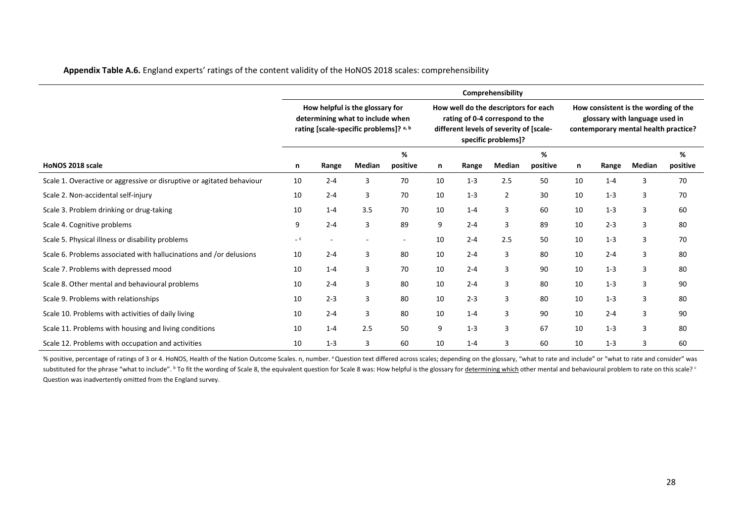**Appendix Table A.6.** England experts' ratings of the content validity of the HoNOS 2018 scales: comprehensibility

| | Comprehensibility | | | | | | | | | | | |
|---|---|---|---|---|---|---|---|---|---|---|---|---|
| | How helpful is the glossary for determining what to include when rating [scale-specific problems]? [a, b] | | | | How well do the descriptors for each rating of 0-4 correspond to the different levels of severity of [scale-specific problems]? | | | | How consistent is the wording of the glossary with language used in contemporary mental health practice? | | | |
| **HoNOS 2018 scale** | **n** | **Range** | **Median** | **% positive** | **n** | **Range** | **Median** | **% positive** | **n** | **Range** | **Median** | **% positive** |
| Scale 1. Overactive or aggressive or disruptive or agitated behaviour | 10 | 2-4 | 3 | 70 | 10 | 1-3 | 2.5 | 50 | 10 | 1-4 | 3 | 70 |
| Scale 2. Non-accidental self-injury | 10 | 2-4 | 3 | 70 | 10 | 1-3 | 2 | 30 | 10 | 1-3 | 3 | 70 |
| Scale 3. Problem drinking or drug-taking | 10 | 1-4 | 3.5 | 70 | 10 | 1-4 | 3 | 60 | 10 | 1-3 | 3 | 60 |
| Scale 4. Cognitive problems | 9 | 2-4 | 3 | 89 | 9 | 2-4 | 3 | 89 | 10 | 2-3 | 3 | 80 |
| Scale 5. Physical illness or disability problems | - [c] | - | - | - | 10 | 2-4 | 2.5 | 50 | 10 | 1-3 | 3 | 70 |
| Scale 6. Problems associated with hallucinations and /or delusions | 10 | 2-4 | 3 | 80 | 10 | 2-4 | 3 | 80 | 10 | 2-4 | 3 | 80 |
| Scale 7. Problems with depressed mood | 10 | 1-4 | 3 | 70 | 10 | 2-4 | 3 | 90 | 10 | 1-3 | 3 | 80 |
| Scale 8. Other mental and behavioural problems | 10 | 2-4 | 3 | 80 | 10 | 2-4 | 3 | 80 | 10 | 1-3 | 3 | 90 |
| Scale 9. Problems with relationships | 10 | 2-3 | 3 | 80 | 10 | 2-3 | 3 | 80 | 10 | 1-3 | 3 | 80 |
| Scale 10. Problems with activities of daily living | 10 | 2-4 | 3 | 80 | 10 | 1-4 | 3 | 90 | 10 | 2-4 | 3 | 90 |
| Scale 11. Problems with housing and living conditions | 10 | 1-4 | 2.5 | 50 | 9 | 1-3 | 3 | 67 | 10 | 1-3 | 3 | 80 |
| Scale 12. Problems with occupation and activities | 10 | 1-3 | 3 | 60 | 10 | 1-4 | 3 | 60 | 10 | 1-3 | 3 | 60 |

% positive, percentage of ratings of 3 or 4. HoNOS, Health of the Nation Outcome Scales. n, number. [a] Question text differed across scales; depending on the glossary, "what to rate and include" or "what to rate and consider" was substituted for the phrase "what to include". [b] To fit the wording of Scale 8, the equivalent question for Scale 8 was: How helpful is the glossary for determining which other mental and behavioural problem to rate on this scale? [c] Question was inadvertently omitted from the England survey.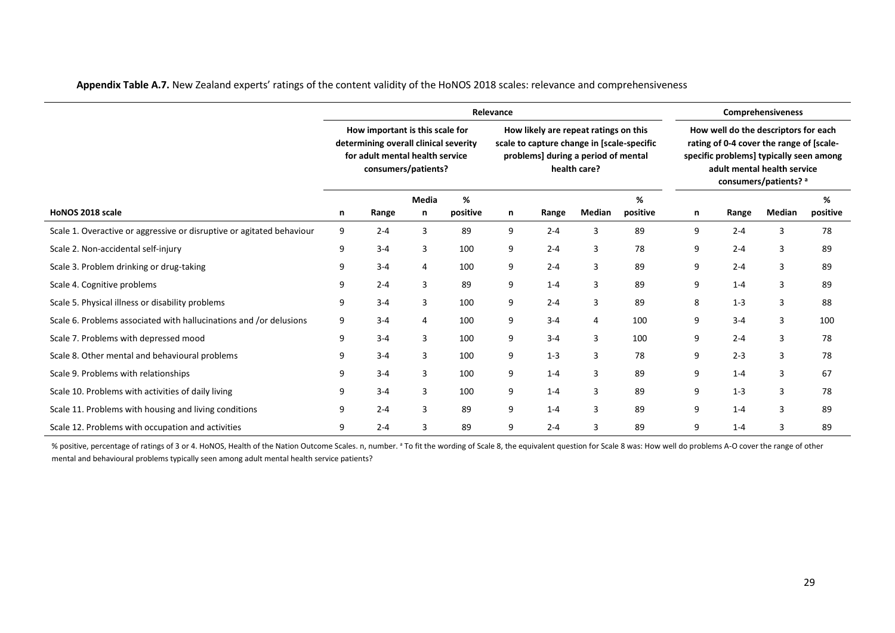**Appendix Table A.7.** New Zealand experts' ratings of the content validity of the HoNOS 2018 scales: relevance and comprehensiveness

| | Relevance | | | | | | | | Comprehensiveness | | | |
|---|---|---|---|---|---|---|---|---|---|---|---|---|
| | How important is this scale for determining overall clinical severity for adult mental health service consumers/patients? | | | | How likely are repeat ratings on this scale to capture change in [scale-specific problems] during a period of mental health care? | | | | How well do the descriptors for each rating of 0-4 cover the range of [scale-specific problems] typically seen among adult mental health service consumers/patients? [a] | | | |
| HoNOS 2018 scale | n | Range | Median | % positive | n | Range | Median | % positive | n | Range | Median | % positive |
| Scale 1. Overactive or aggressive or disruptive or agitated behaviour | 9 | 2-4 | 3 | 89 | 9 | 2-4 | 3 | 89 | 9 | 2-4 | 3 | 78 |
| Scale 2. Non-accidental self-injury | 9 | 3-4 | 3 | 100 | 9 | 2-4 | 3 | 78 | 9 | 2-4 | 3 | 89 |
| Scale 3. Problem drinking or drug-taking | 9 | 3-4 | 4 | 100 | 9 | 2-4 | 3 | 89 | 9 | 2-4 | 3 | 89 |
| Scale 4. Cognitive problems | 9 | 2-4 | 3 | 89 | 9 | 1-4 | 3 | 89 | 9 | 1-4 | 3 | 89 |
| Scale 5. Physical illness or disability problems | 9 | 3-4 | 3 | 100 | 9 | 2-4 | 3 | 89 | 8 | 1-3 | 3 | 88 |
| Scale 6. Problems associated with hallucinations and /or delusions | 9 | 3-4 | 4 | 100 | 9 | 3-4 | 4 | 100 | 9 | 3-4 | 3 | 100 |
| Scale 7. Problems with depressed mood | 9 | 3-4 | 3 | 100 | 9 | 3-4 | 3 | 100 | 9 | 2-4 | 3 | 78 |
| Scale 8. Other mental and behavioural problems | 9 | 3-4 | 3 | 100 | 9 | 1-3 | 3 | 78 | 9 | 2-3 | 3 | 78 |
| Scale 9. Problems with relationships | 9 | 3-4 | 3 | 100 | 9 | 1-4 | 3 | 89 | 9 | 1-4 | 3 | 67 |
| Scale 10. Problems with activities of daily living | 9 | 3-4 | 3 | 100 | 9 | 1-4 | 3 | 89 | 9 | 1-3 | 3 | 78 |
| Scale 11. Problems with housing and living conditions | 9 | 2-4 | 3 | 89 | 9 | 1-4 | 3 | 89 | 9 | 1-4 | 3 | 89 |
| Scale 12. Problems with occupation and activities | 9 | 2-4 | 3 | 89 | 9 | 2-4 | 3 | 89 | 9 | 1-4 | 3 | 89 |

% positive, percentage of ratings of 3 or 4. HoNOS, Health of the Nation Outcome Scales. n, number. [a] To fit the wording of Scale 8, the equivalent question for Scale 8 was: How well do problems A-O cover the range of other mental and behavioural problems typically seen among adult mental health service patients?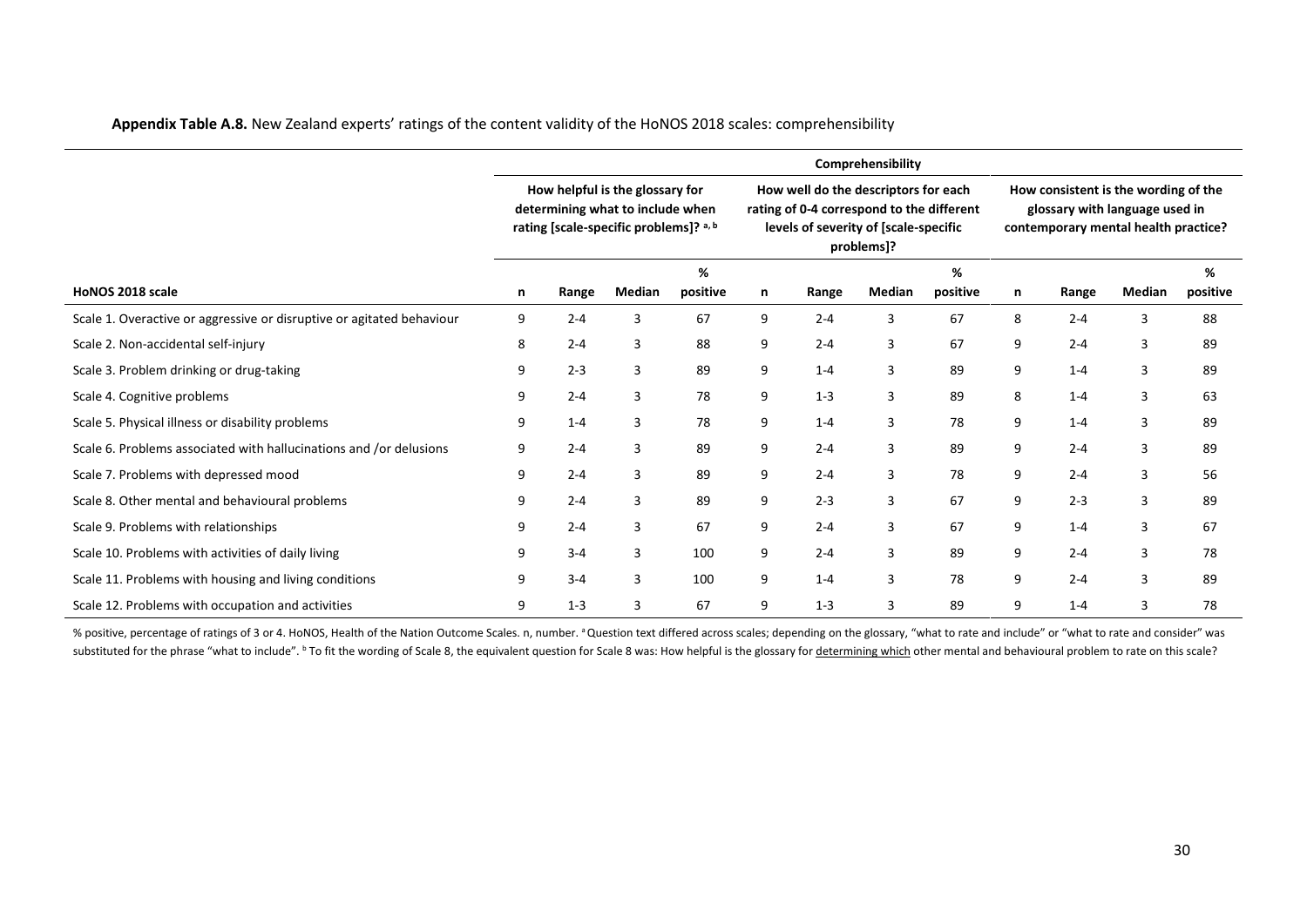**Appendix Table A.8.** New Zealand experts' ratings of the content validity of the HoNOS 2018 scales: comprehensibility

| | Comprehensibility | | | | | | | | | | | |
|---|---|---|---|---|---|---|---|---|---|---|---|---|
| | How helpful is the glossary for determining what to include when rating [scale-specific problems]? [a, b] | | | | How well do the descriptors for each rating of 0-4 correspond to the different levels of severity of [scale-specific problems]? | | | | How consistent is the wording of the glossary with language used in contemporary mental health practice? | | | |
| **HoNOS 2018 scale** | **n** | **Range** | **Median** | **% positive** | **n** | **Range** | **Median** | **% positive** | **n** | **Range** | **Median** | **% positive** |
| Scale 1. Overactive or aggressive or disruptive or agitated behaviour | 9 | 2-4 | 3 | 67 | 9 | 2-4 | 3 | 67 | 8 | 2-4 | 3 | 88 |
| Scale 2. Non-accidental self-injury | 8 | 2-4 | 3 | 88 | 9 | 2-4 | 3 | 67 | 9 | 2-4 | 3 | 89 |
| Scale 3. Problem drinking or drug-taking | 9 | 2-3 | 3 | 89 | 9 | 1-4 | 3 | 89 | 9 | 1-4 | 3 | 89 |
| Scale 4. Cognitive problems | 9 | 2-4 | 3 | 78 | 9 | 1-3 | 3 | 89 | 8 | 1-4 | 3 | 63 |
| Scale 5. Physical illness or disability problems | 9 | 1-4 | 3 | 78 | 9 | 1-4 | 3 | 78 | 9 | 1-4 | 3 | 89 |
| Scale 6. Problems associated with hallucinations and /or delusions | 9 | 2-4 | 3 | 89 | 9 | 2-4 | 3 | 89 | 9 | 2-4 | 3 | 89 |
| Scale 7. Problems with depressed mood | 9 | 2-4 | 3 | 89 | 9 | 2-4 | 3 | 78 | 9 | 2-4 | 3 | 56 |
| Scale 8. Other mental and behavioural problems | 9 | 2-4 | 3 | 89 | 9 | 2-3 | 3 | 67 | 9 | 2-3 | 3 | 89 |
| Scale 9. Problems with relationships | 9 | 2-4 | 3 | 67 | 9 | 2-4 | 3 | 67 | 9 | 1-4 | 3 | 67 |
| Scale 10. Problems with activities of daily living | 9 | 3-4 | 3 | 100 | 9 | 2-4 | 3 | 89 | 9 | 2-4 | 3 | 78 |
| Scale 11. Problems with housing and living conditions | 9 | 3-4 | 3 | 100 | 9 | 1-4 | 3 | 78 | 9 | 2-4 | 3 | 89 |
| Scale 12. Problems with occupation and activities | 9 | 1-3 | 3 | 67 | 9 | 1-3 | 3 | 89 | 9 | 1-4 | 3 | 78 |

% positive, percentage of ratings of 3 or 4. HoNOS, Health of the Nation Outcome Scales. n, number. [a] Question text differed across scales; depending on the glossary, "what to rate and include" or "what to rate and consider" was substituted for the phrase "what to include". [b] To fit the wording of Scale 8, the equivalent question for Scale 8 was: How helpful is the glossary for determining which other mental and behavioural problem to rate on this scale?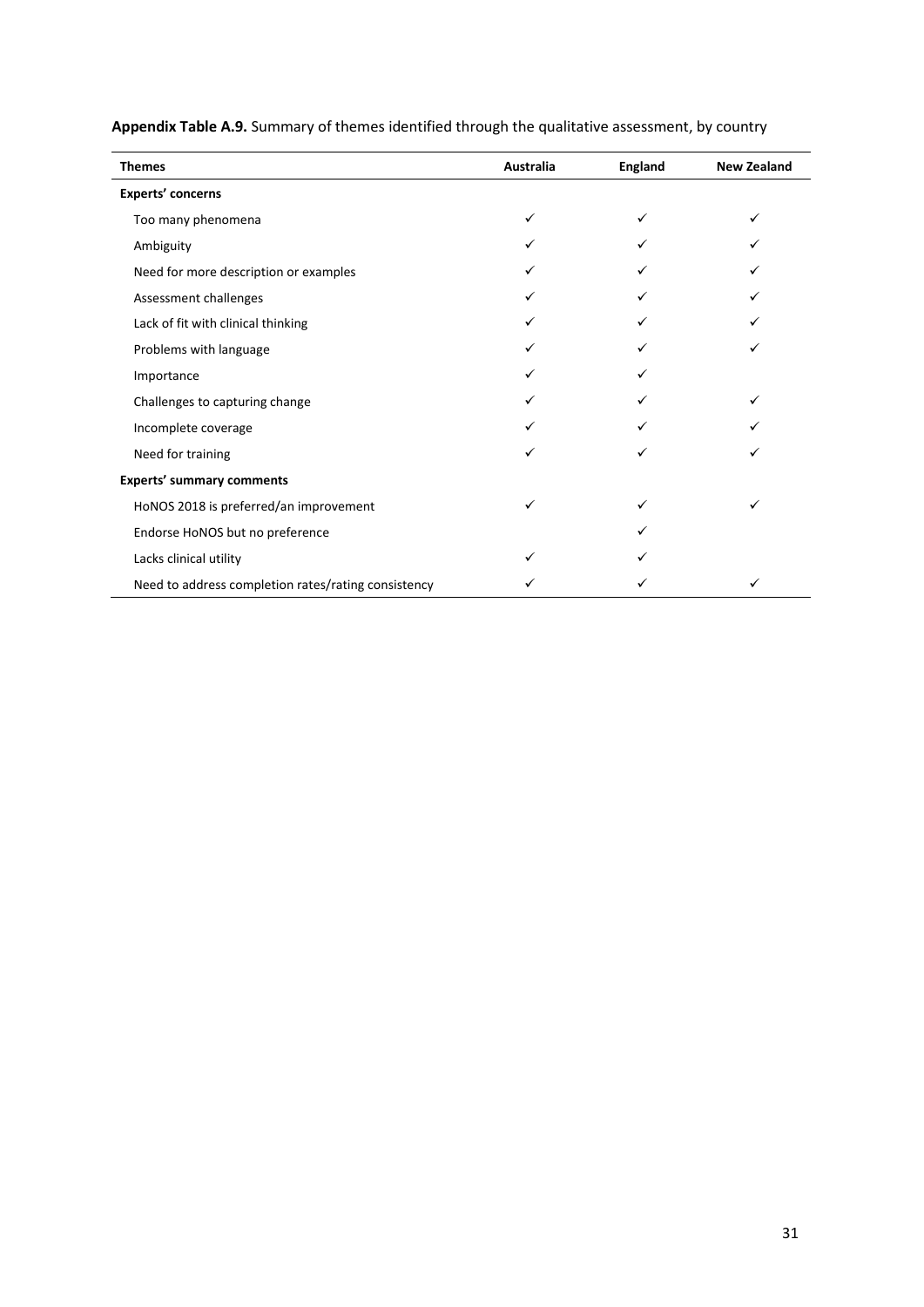**Appendix Table A.9.** Summary of themes identified through the qualitative assessment, by country

| Themes | Australia | England | New Zealand |
|---|---|---|---|
| **Experts' concerns** | | | |
| Too many phenomena | ✓ | ✓ | ✓ |
| Ambiguity | ✓ | ✓ | ✓ |
| Need for more description or examples | ✓ | ✓ | ✓ |
| Assessment challenges | ✓ | ✓ | ✓ |
| Lack of fit with clinical thinking | ✓ | ✓ | ✓ |
| Problems with language | ✓ | ✓ | ✓ |
| Importance | ✓ | ✓ | |
| Challenges to capturing change | ✓ | ✓ | ✓ |
| Incomplete coverage | ✓ | ✓ | ✓ |
| Need for training | ✓ | ✓ | ✓ |
| **Experts' summary comments** | | | |
| HoNOS 2018 is preferred/an improvement | ✓ | ✓ | ✓ |
| Endorse HoNOS but no preference | | ✓ | |
| Lacks clinical utility | ✓ | ✓ | |
| Need to address completion rates/rating consistency | ✓ | ✓ | ✓ |